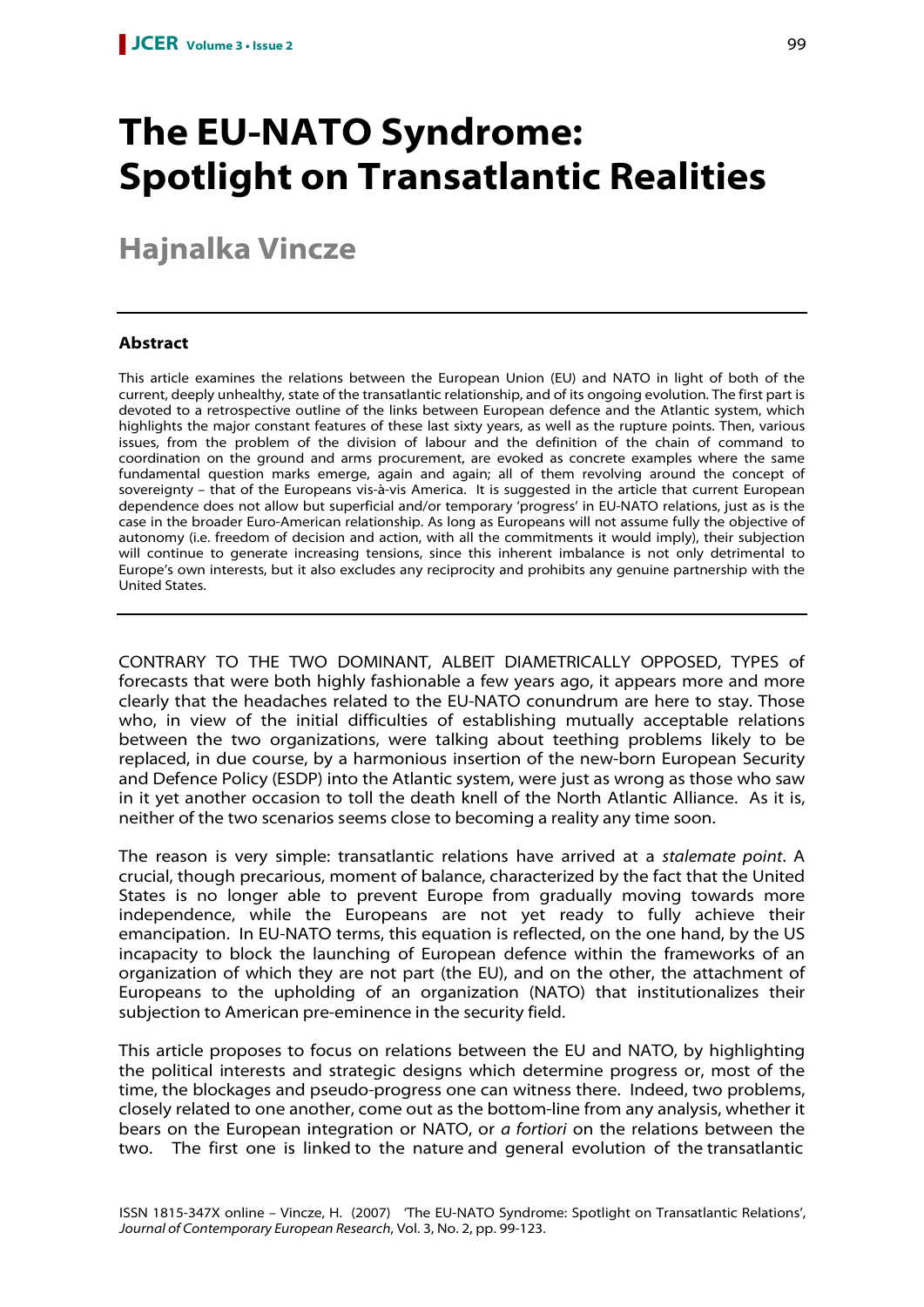# The EU-NATO Syndrome: Spotlight on Transatlantic Realities

## Hajnalka Vincze

### Abstract

This article examines the relations between the European Union (EU) and NATO in light of both of the current, deeply unhealthy, state of the transatlantic relationship, and of its ongoing evolution. The first part is devoted to a retrospective outline of the links between European defence and the Atlantic system, which highlights the major constant features of these last sixty years, as well as the rupture points. Then, various issues, from the problem of the division of labour and the definition of the chain of command to coordination on the ground and arms procurement, are evoked as concrete examples where the same fundamental question marks emerge, again and again; all of them revolving around the concept of sovereignty – that of the Europeans vis-à-vis America. It is suggested in the article that current European dependence does not allow but superficial and/or temporary 'progress' in EU-NATO relations, just as is the case in the broader Euro-American relationship. As long as Europeans will not assume fully the objective of autonomy (i.e. freedom of decision and action, with all the commitments it would imply), their subjection will continue to generate increasing tensions, since this inherent imbalance is not only detrimental to Europe's own interests, but it also excludes any reciprocity and prohibits any genuine partnership with the United States.

---

CONTRARY TO THE TWO DOMINANT, ALBEIT DIAMETRICALLY OPPOSED, TYPES of forecasts that were both highly fashionable a few years ago, it appears more and more clearly that the headaches related to the EU-NATO conundrum are here to stay. Those who, in view of the initial difficulties of establishing mutually acceptable relations between the two organizations, were talking about teething problems likely to be replaced, in due course, by a harmonious insertion of the new-born European Security and Defence Policy (ESDP) into the Atlantic system, were just as wrong as those who saw in it yet another occasion to toll the death knell of the North Atlantic Alliance. As it is, neither of the two scenarios seems close to becoming a reality any time soon.

The reason is very simple: transatlantic relations have arrived at a *stalemate point*. A crucial, though precarious, moment of balance, characterized by the fact that the United States is no longer able to prevent Europe from gradually moving towards more independence, while the Europeans are not yet ready to fully achieve their emancipation. In EU-NATO terms, this equation is reflected, on the one hand, by the US incapacity to block the launching of European defence within the frameworks of an organization of which they are not part (the EU), and on the other, the attachment of Europeans to the upholding of an organization (NATO) that institutionalizes their subjection to American pre-eminence in the security field.

This article proposes to focus on relations between the EU and NATO, by highlighting the political interests and strategic designs which determine progress or, most of the time, the blockages and pseudo-progress one can witness there. Indeed, two problems, closely related to one another, come out as the bottom-line from any analysis, whether it bears on the European integration or NATO, or *a fortiori* on the relations between the two. The first one is linked to the nature and general evolution of the transatlantic

ISSN 1815-347X online – Vincze, H. (2007) 'The EU-NATO Syndrome: Spotlight on Transatlantic Relations', *Journal of Contemporary European Research*, Vol. 3, No. 2, pp. 99-123.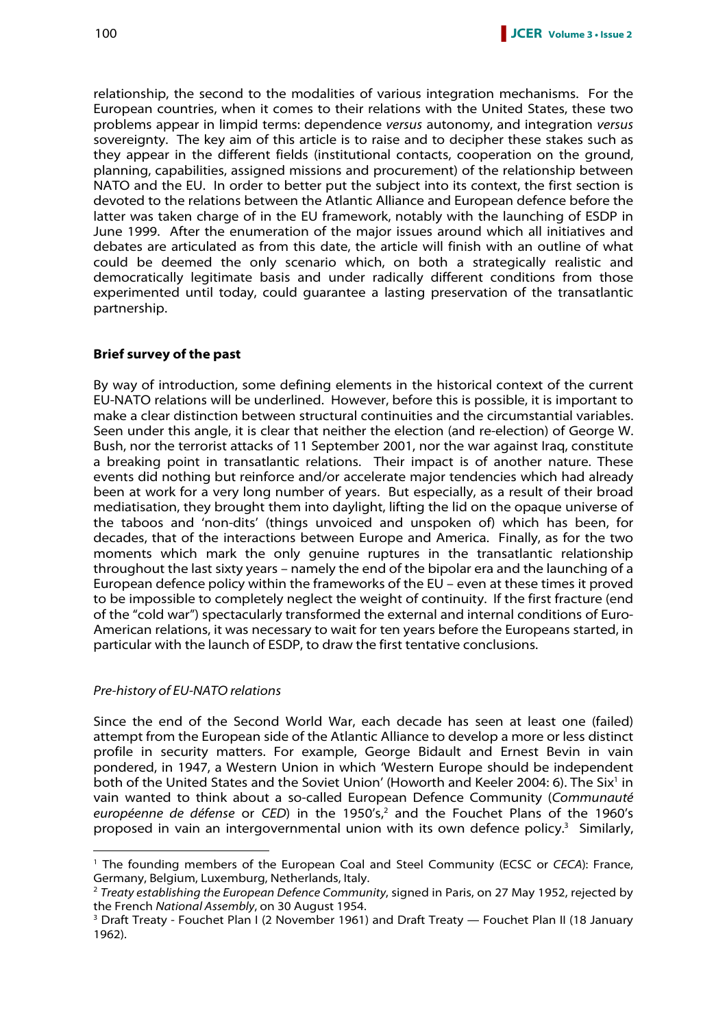relationship, the second to the modalities of various integration mechanisms. For the European countries, when it comes to their relations with the United States, these two problems appear in limpid terms: dependence *versus* autonomy, and integration *versus* sovereignty. The key aim of this article is to raise and to decipher these stakes such as they appear in the different fields (institutional contacts, cooperation on the ground, planning, capabilities, assigned missions and procurement) of the relationship between NATO and the EU. In order to better put the subject into its context, the first section is devoted to the relations between the Atlantic Alliance and European defence before the latter was taken charge of in the EU framework, notably with the launching of ESDP in June 1999. After the enumeration of the major issues around which all initiatives and debates are articulated as from this date, the article will finish with an outline of what could be deemed the only scenario which, on both a strategically realistic and democratically legitimate basis and under radically different conditions from those experimented until today, could guarantee a lasting preservation of the transatlantic partnership.

**Brief survey of the past**

By way of introduction, some defining elements in the historical context of the current EU-NATO relations will be underlined. However, before this is possible, it is important to make a clear distinction between structural continuities and the circumstantial variables. Seen under this angle, it is clear that neither the election (and re-election) of George W. Bush, nor the terrorist attacks of 11 September 2001, nor the war against Iraq, constitute a breaking point in transatlantic relations. Their impact is of another nature. These events did nothing but reinforce and/or accelerate major tendencies which had already been at work for a very long number of years. But especially, as a result of their broad mediatisation, they brought them into daylight, lifting the lid on the opaque universe of the taboos and 'non-dits' (things unvoiced and unspoken of) which has been, for decades, that of the interactions between Europe and America. Finally, as for the two moments which mark the only genuine ruptures in the transatlantic relationship throughout the last sixty years – namely the end of the bipolar era and the launching of a European defence policy within the frameworks of the EU – even at these times it proved to be impossible to completely neglect the weight of continuity. If the first fracture (end of the "cold war") spectacularly transformed the external and internal conditions of Euro-American relations, it was necessary to wait for ten years before the Europeans started, in particular with the launch of ESDP, to draw the first tentative conclusions.

*Pre-history of EU-NATO relations*

Since the end of the Second World War, each decade has seen at least one (failed) attempt from the European side of the Atlantic Alliance to develop a more or less distinct profile in security matters. For example, George Bidault and Ernest Bevin in vain pondered, in 1947, a Western Union in which 'Western Europe should be independent both of the United States and the Soviet Union' (Howorth and Keeler 2004: 6). The Six[1] in vain wanted to think about a so-called European Defence Community (*Communauté européenne de défense* or *CED*) in the 1950's,[2] and the Fouchet Plans of the 1960's proposed in vain an intergovernmental union with its own defence policy.[3] Similarly,

[1] The founding members of the European Coal and Steel Community (ECSC or *CECA*): France, Germany, Belgium, Luxemburg, Netherlands, Italy.

[2] *Treaty establishing the European Defence Community*, signed in Paris, on 27 May 1952, rejected by the French *National Assembly*, on 30 August 1954.

[3] Draft Treaty - Fouchet Plan I (2 November 1961) and Draft Treaty — Fouchet Plan II (18 January 1962).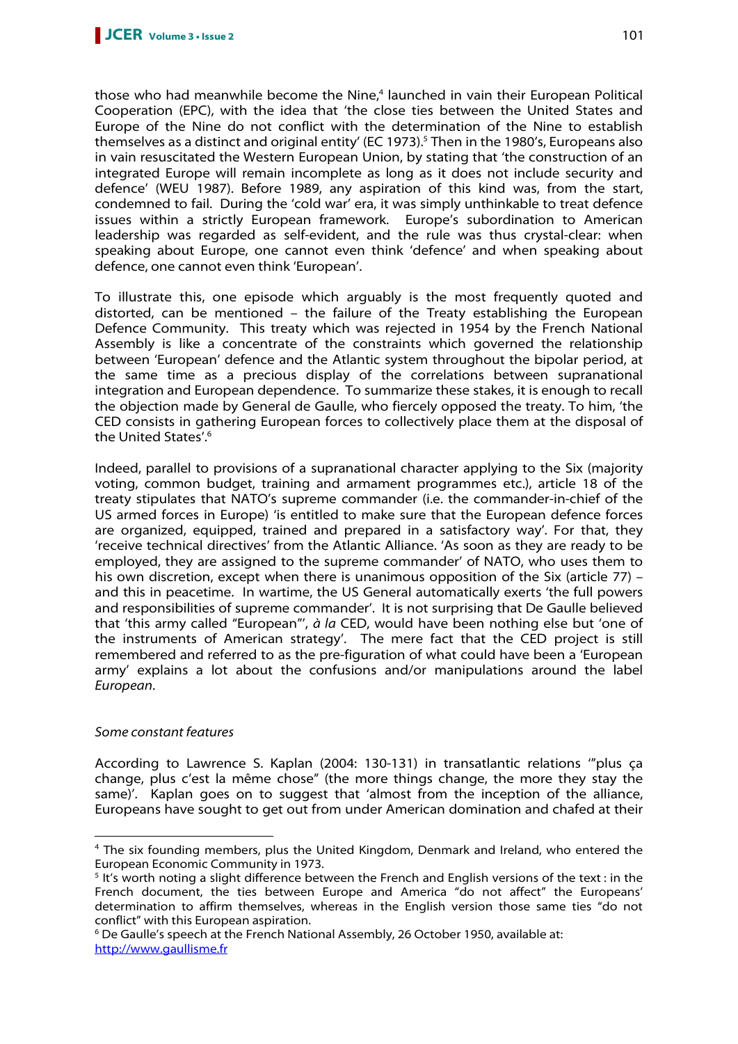those who had meanwhile become the Nine,[4] launched in vain their European Political Cooperation (EPC), with the idea that 'the close ties between the United States and Europe of the Nine do not conflict with the determination of the Nine to establish themselves as a distinct and original entity' (EC 1973).[5] Then in the 1980's, Europeans also in vain resuscitated the Western European Union, by stating that 'the construction of an integrated Europe will remain incomplete as long as it does not include security and defence' (WEU 1987). Before 1989, any aspiration of this kind was, from the start, condemned to fail. During the 'cold war' era, it was simply unthinkable to treat defence issues within a strictly European framework. Europe's subordination to American leadership was regarded as self-evident, and the rule was thus crystal-clear: when speaking about Europe, one cannot even think 'defence' and when speaking about defence, one cannot even think 'European'.

To illustrate this, one episode which arguably is the most frequently quoted and distorted, can be mentioned – the failure of the Treaty establishing the European Defence Community. This treaty which was rejected in 1954 by the French National Assembly is like a concentrate of the constraints which governed the relationship between 'European' defence and the Atlantic system throughout the bipolar period, at the same time as a precious display of the correlations between supranational integration and European dependence. To summarize these stakes, it is enough to recall the objection made by General de Gaulle, who fiercely opposed the treaty. To him, 'the CED consists in gathering European forces to collectively place them at the disposal of the United States'.[6]

Indeed, parallel to provisions of a supranational character applying to the Six (majority voting, common budget, training and armament programmes etc.), article 18 of the treaty stipulates that NATO's supreme commander (i.e. the commander-in-chief of the US armed forces in Europe) 'is entitled to make sure that the European defence forces are organized, equipped, trained and prepared in a satisfactory way'. For that, they 'receive technical directives' from the Atlantic Alliance. 'As soon as they are ready to be employed, they are assigned to the supreme commander' of NATO, who uses them to his own discretion, except when there is unanimous opposition of the Six (article 77) – and this in peacetime. In wartime, the US General automatically exerts 'the full powers and responsibilities of supreme commander'. It is not surprising that De Gaulle believed that 'this army called "European"', *à la* CED, would have been nothing else but 'one of the instruments of American strategy'. The mere fact that the CED project is still remembered and referred to as the pre-figuration of what could have been a 'European army' explains a lot about the confusions and/or manipulations around the label *European*.

*Some constant features*

According to Lawrence S. Kaplan (2004: 130-131) in transatlantic relations '"plus ça change, plus c'est la même chose" (the more things change, the more they stay the same)'. Kaplan goes on to suggest that 'almost from the inception of the alliance, Europeans have sought to get out from under American domination and chafed at their

---

[4] The six founding members, plus the United Kingdom, Denmark and Ireland, who entered the European Economic Community in 1973.

[5] It's worth noting a slight difference between the French and English versions of the text : in the French document, the ties between Europe and America "do not affect" the Europeans' determination to affirm themselves, whereas in the English version those same ties "do not conflict" with this European aspiration.

[6] De Gaulle's speech at the French National Assembly, 26 October 1950, available at: http://www.gaullisme.fr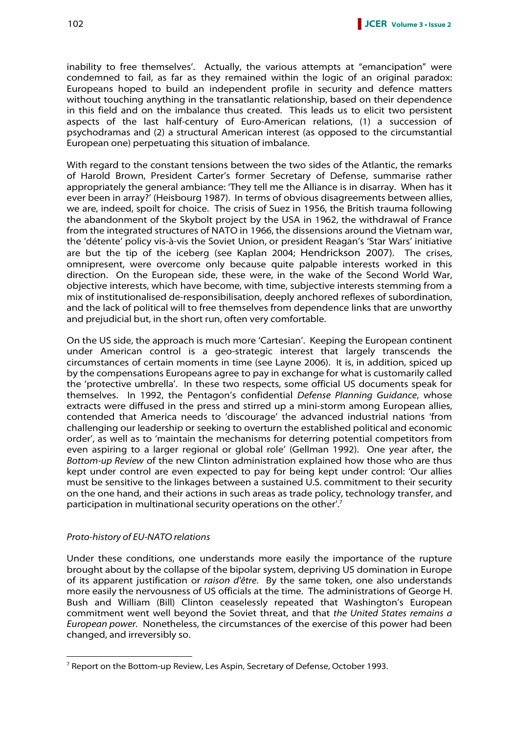inability to free themselves'. Actually, the various attempts at "emancipation" were condemned to fail, as far as they remained within the logic of an original paradox: Europeans hoped to build an independent profile in security and defence matters without touching anything in the transatlantic relationship, based on their dependence in this field and on the imbalance thus created. This leads us to elicit two persistent aspects of the last half-century of Euro-American relations, (1) a succession of psychodramas and (2) a structural American interest (as opposed to the circumstantial European one) perpetuating this situation of imbalance.

With regard to the constant tensions between the two sides of the Atlantic, the remarks of Harold Brown, President Carter's former Secretary of Defense, summarise rather appropriately the general ambiance: 'They tell me the Alliance is in disarray. When has it ever been in array?' (Heisbourg 1987). In terms of obvious disagreements between allies, we are, indeed, spoilt for choice. The crisis of Suez in 1956, the British trauma following the abandonment of the Skybolt project by the USA in 1962, the withdrawal of France from the integrated structures of NATO in 1966, the dissensions around the Vietnam war, the 'détente' policy vis-à-vis the Soviet Union, or president Reagan's 'Star Wars' initiative are but the tip of the iceberg (see Kaplan 2004; Hendrickson 2007). The crises, omnipresent, were overcome only because quite palpable interests worked in this direction. On the European side, these were, in the wake of the Second World War, objective interests, which have become, with time, subjective interests stemming from a mix of institutionalised de-responsibilisation, deeply anchored reflexes of subordination, and the lack of political will to free themselves from dependence links that are unworthy and prejudicial but, in the short run, often very comfortable.

On the US side, the approach is much more 'Cartesian'. Keeping the European continent under American control is a geo-strategic interest that largely transcends the circumstances of certain moments in time (see Layne 2006). It is, in addition, spiced up by the compensations Europeans agree to pay in exchange for what is customarily called the 'protective umbrella'. In these two respects, some official US documents speak for themselves. In 1992, the Pentagon's confidential *Defense Planning Guidance*, whose extracts were diffused in the press and stirred up a mini-storm among European allies, contended that America needs to 'discourage' the advanced industrial nations 'from challenging our leadership or seeking to overturn the established political and economic order', as well as to 'maintain the mechanisms for deterring potential competitors from even aspiring to a larger regional or global role' (Gellman 1992). One year after, the *Bottom-up Review* of the new Clinton administration explained how those who are thus kept under control are even expected to pay for being kept under control: 'Our allies must be sensitive to the linkages between a sustained U.S. commitment to their security on the one hand, and their actions in such areas as trade policy, technology transfer, and participation in multinational security operations on the other'.[7]

*Proto-history of EU-NATO relations*

Under these conditions, one understands more easily the importance of the rupture brought about by the collapse of the bipolar system, depriving US domination in Europe of its apparent justification or *raison d'être*. By the same token, one also understands more easily the nervousness of US officials at the time. The administrations of George H. Bush and William (Bill) Clinton ceaselessly repeated that Washington's European commitment went well beyond the Soviet threat, and that *the United States remains a European power*. Nonetheless, the circumstances of the exercise of this power had been changed, and irreversibly so.

[7] Report on the Bottom-up Review, Les Aspin, Secretary of Defense, October 1993.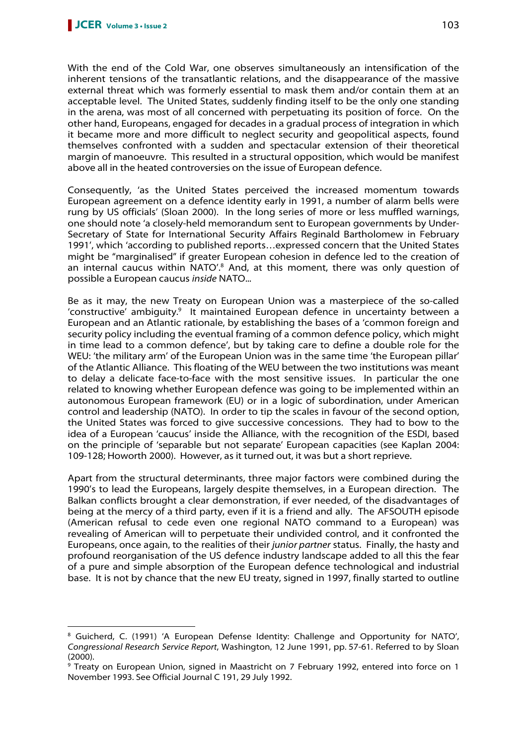With the end of the Cold War, one observes simultaneously an intensification of the inherent tensions of the transatlantic relations, and the disappearance of the massive external threat which was formerly essential to mask them and/or contain them at an acceptable level. The United States, suddenly finding itself to be the only one standing in the arena, was most of all concerned with perpetuating its position of force. On the other hand, Europeans, engaged for decades in a gradual process of integration in which it became more and more difficult to neglect security and geopolitical aspects, found themselves confronted with a sudden and spectacular extension of their theoretical margin of manoeuvre. This resulted in a structural opposition, which would be manifest above all in the heated controversies on the issue of European defence.

Consequently, 'as the United States perceived the increased momentum towards European agreement on a defence identity early in 1991, a number of alarm bells were rung by US officials' (Sloan 2000). In the long series of more or less muffled warnings, one should note 'a closely-held memorandum sent to European governments by Under-Secretary of State for International Security Affairs Reginald Bartholomew in February 1991', which 'according to published reports…expressed concern that the United States might be "marginalised" if greater European cohesion in defence led to the creation of an internal caucus within NATO'.[8] And, at this moment, there was only question of possible a European caucus *inside* NATO...

Be as it may, the new Treaty on European Union was a masterpiece of the so-called 'constructive' ambiguity.[9] It maintained European defence in uncertainty between a European and an Atlantic rationale, by establishing the bases of a 'common foreign and security policy including the eventual framing of a common defence policy, which might in time lead to a common defence', but by taking care to define a double role for the WEU: 'the military arm' of the European Union was in the same time 'the European pillar' of the Atlantic Alliance. This floating of the WEU between the two institutions was meant to delay a delicate face-to-face with the most sensitive issues. In particular the one related to knowing whether European defence was going to be implemented within an autonomous European framework (EU) or in a logic of subordination, under American control and leadership (NATO). In order to tip the scales in favour of the second option, the United States was forced to give successive concessions. They had to bow to the idea of a European 'caucus' inside the Alliance, with the recognition of the ESDI, based on the principle of 'separable but not separate' European capacities (see Kaplan 2004: 109-128; Howorth 2000). However, as it turned out, it was but a short reprieve.

Apart from the structural determinants, three major factors were combined during the 1990's to lead the Europeans, largely despite themselves, in a European direction. The Balkan conflicts brought a clear demonstration, if ever needed, of the disadvantages of being at the mercy of a third party, even if it is a friend and ally. The AFSOUTH episode (American refusal to cede even one regional NATO command to a European) was revealing of American will to perpetuate their undivided control, and it confronted the Europeans, once again, to the realities of their *junior partner* status. Finally, the hasty and profound reorganisation of the US defence industry landscape added to all this the fear of a pure and simple absorption of the European defence technological and industrial base. It is not by chance that the new EU treaty, signed in 1997, finally started to outline

---

[8] Guicherd, C. (1991) 'A European Defense Identity: Challenge and Opportunity for NATO', *Congressional Research Service Report*, Washington, 12 June 1991, pp. 57-61. Referred to by Sloan (2000).

[9] Treaty on European Union, signed in Maastricht on 7 February 1992, entered into force on 1 November 1993. See Official Journal C 191, 29 July 1992.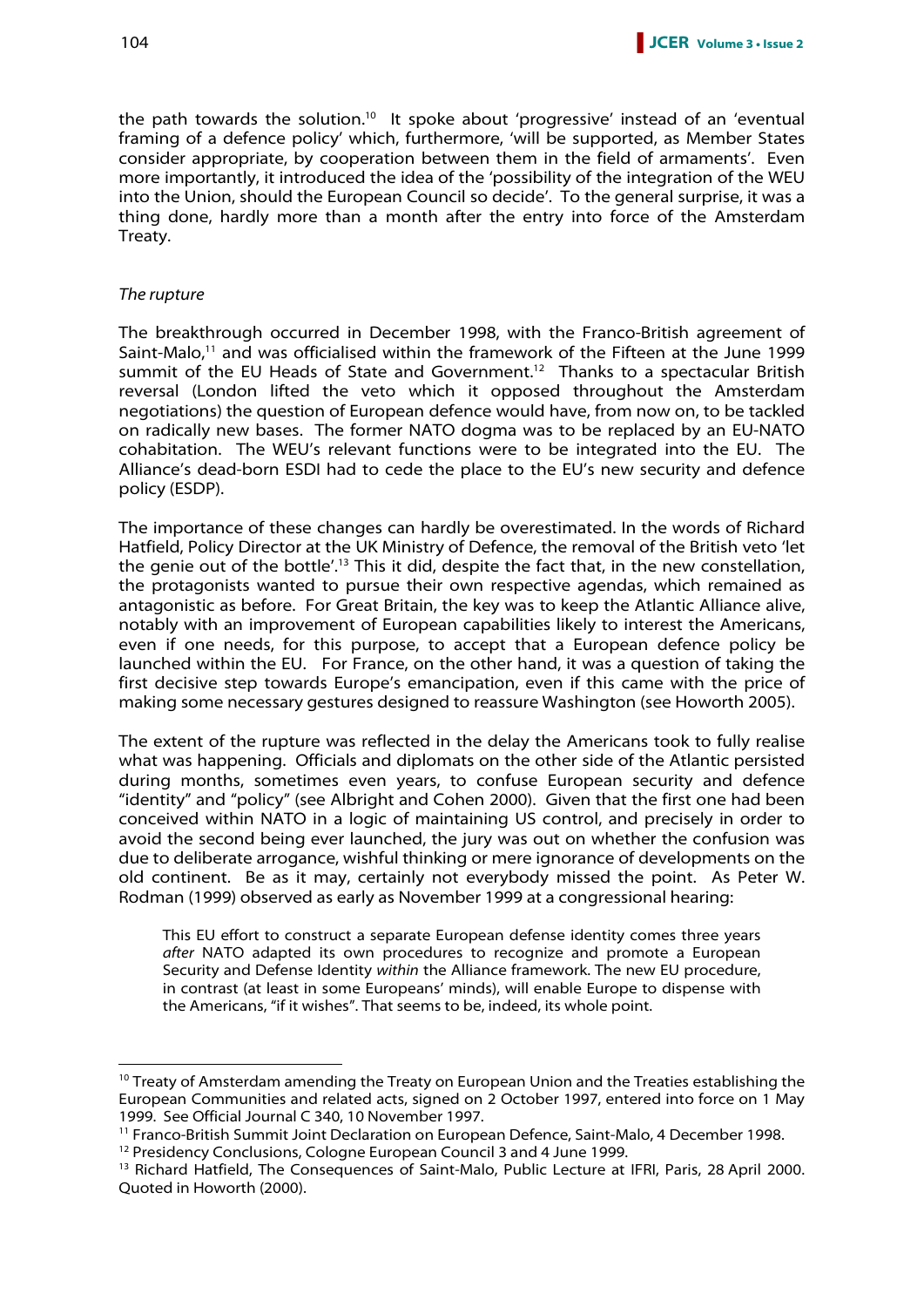the path towards the solution.[10] It spoke about 'progressive' instead of an 'eventual framing of a defence policy' which, furthermore, 'will be supported, as Member States consider appropriate, by cooperation between them in the field of armaments'. Even more importantly, it introduced the idea of the 'possibility of the integration of the WEU into the Union, should the European Council so decide'. To the general surprise, it was a thing done, hardly more than a month after the entry into force of the Amsterdam Treaty.

*The rupture*

The breakthrough occurred in December 1998, with the Franco-British agreement of Saint-Malo,[11] and was officialised within the framework of the Fifteen at the June 1999 summit of the EU Heads of State and Government.[12] Thanks to a spectacular British reversal (London lifted the veto which it opposed throughout the Amsterdam negotiations) the question of European defence would have, from now on, to be tackled on radically new bases. The former NATO dogma was to be replaced by an EU-NATO cohabitation. The WEU's relevant functions were to be integrated into the EU. The Alliance's dead-born ESDI had to cede the place to the EU's new security and defence policy (ESDP).

The importance of these changes can hardly be overestimated. In the words of Richard Hatfield, Policy Director at the UK Ministry of Defence, the removal of the British veto 'let the genie out of the bottle'.[13] This it did, despite the fact that, in the new constellation, the protagonists wanted to pursue their own respective agendas, which remained as antagonistic as before. For Great Britain, the key was to keep the Atlantic Alliance alive, notably with an improvement of European capabilities likely to interest the Americans, even if one needs, for this purpose, to accept that a European defence policy be launched within the EU. For France, on the other hand, it was a question of taking the first decisive step towards Europe's emancipation, even if this came with the price of making some necessary gestures designed to reassure Washington (see Howorth 2005).

The extent of the rupture was reflected in the delay the Americans took to fully realise what was happening. Officials and diplomats on the other side of the Atlantic persisted during months, sometimes even years, to confuse European security and defence "identity" and "policy" (see Albright and Cohen 2000). Given that the first one had been conceived within NATO in a logic of maintaining US control, and precisely in order to avoid the second being ever launched, the jury was out on whether the confusion was due to deliberate arrogance, wishful thinking or mere ignorance of developments on the old continent. Be as it may, certainly not everybody missed the point. As Peter W. Rodman (1999) observed as early as November 1999 at a congressional hearing:

> This EU effort to construct a separate European defense identity comes three years *after* NATO adapted its own procedures to recognize and promote a European Security and Defense Identity *within* the Alliance framework. The new EU procedure, in contrast (at least in some Europeans' minds), will enable Europe to dispense with the Americans, "if it wishes". That seems to be, indeed, its whole point.

---

[10] Treaty of Amsterdam amending the Treaty on European Union and the Treaties establishing the European Communities and related acts, signed on 2 October 1997, entered into force on 1 May 1999. See Official Journal C 340, 10 November 1997.

[11] Franco-British Summit Joint Declaration on European Defence, Saint-Malo, 4 December 1998.

[12] Presidency Conclusions, Cologne European Council 3 and 4 June 1999.

[13] Richard Hatfield, The Consequences of Saint-Malo, Public Lecture at IFRI, Paris, 28 April 2000. Quoted in Howorth (2000).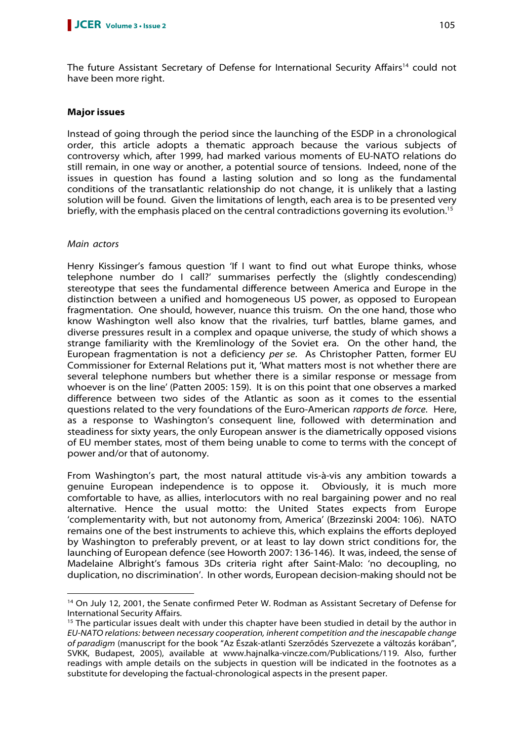The future Assistant Secretary of Defense for International Security Affairs[14] could not have been more right.

**Major issues**

Instead of going through the period since the launching of the ESDP in a chronological order, this article adopts a thematic approach because the various subjects of controversy which, after 1999, had marked various moments of EU-NATO relations do still remain, in one way or another, a potential source of tensions. Indeed, none of the issues in question has found a lasting solution and so long as the fundamental conditions of the transatlantic relationship do not change, it is unlikely that a lasting solution will be found. Given the limitations of length, each area is to be presented very briefly, with the emphasis placed on the central contradictions governing its evolution.[15]

*Main actors*

Henry Kissinger's famous question 'If I want to find out what Europe thinks, whose telephone number do I call?' summarises perfectly the (slightly condescending) stereotype that sees the fundamental difference between America and Europe in the distinction between a unified and homogeneous US power, as opposed to European fragmentation. One should, however, nuance this truism. On the one hand, those who know Washington well also know that the rivalries, turf battles, blame games, and diverse pressures result in a complex and opaque universe, the study of which shows a strange familiarity with the Kremlinology of the Soviet era. On the other hand, the European fragmentation is not a deficiency *per se*. As Christopher Patten, former EU Commissioner for External Relations put it, 'What matters most is not whether there are several telephone numbers but whether there is a similar response or message from whoever is on the line' (Patten 2005: 159). It is on this point that one observes a marked difference between two sides of the Atlantic as soon as it comes to the essential questions related to the very foundations of the Euro-American *rapports de force*. Here, as a response to Washington's consequent line, followed with determination and steadiness for sixty years, the only European answer is the diametrically opposed visions of EU member states, most of them being unable to come to terms with the concept of power and/or that of autonomy.

From Washington's part, the most natural attitude vis-à-vis any ambition towards a genuine European independence is to oppose it. Obviously, it is much more comfortable to have, as allies, interlocutors with no real bargaining power and no real alternative. Hence the usual motto: the United States expects from Europe 'complementarity with, but not autonomy from, America' (Brzezinski 2004: 106). NATO remains one of the best instruments to achieve this, which explains the efforts deployed by Washington to preferably prevent, or at least to lay down strict conditions for, the launching of European defence (see Howorth 2007: 136-146). It was, indeed, the sense of Madelaine Albright's famous 3Ds criteria right after Saint-Malo: 'no decoupling, no duplication, no discrimination'. In other words, European decision-making should not be

---

[14] On July 12, 2001, the Senate confirmed Peter W. Rodman as Assistant Secretary of Defense for International Security Affairs.

[15] The particular issues dealt with under this chapter have been studied in detail by the author in *EU-NATO relations: between necessary cooperation, inherent competition and the inescapable change of paradigm* (manuscript for the book "Az Észak-atlanti Szerződés Szervezete a változás korában", SVKK, Budapest, 2005), available at www.hajnalka-vincze.com/Publications/119. Also, further readings with ample details on the subjects in question will be indicated in the footnotes as a substitute for developing the factual-chronological aspects in the present paper.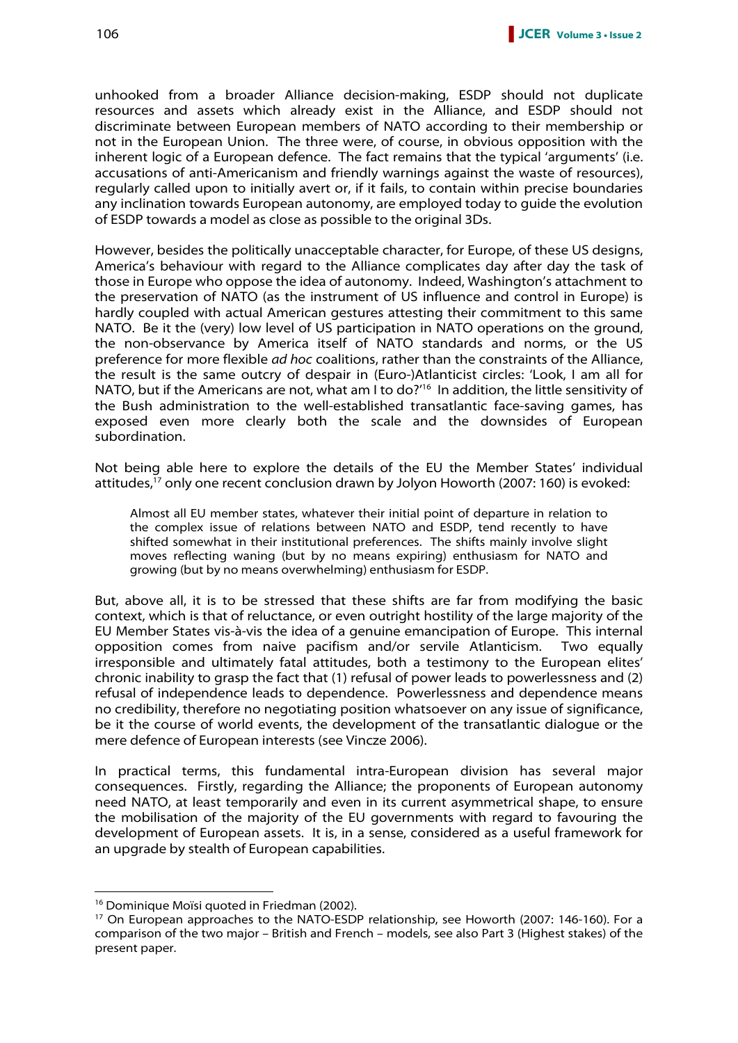unhooked from a broader Alliance decision-making, ESDP should not duplicate resources and assets which already exist in the Alliance, and ESDP should not discriminate between European members of NATO according to their membership or not in the European Union. The three were, of course, in obvious opposition with the inherent logic of a European defence. The fact remains that the typical 'arguments' (i.e. accusations of anti-Americanism and friendly warnings against the waste of resources), regularly called upon to initially avert or, if it fails, to contain within precise boundaries any inclination towards European autonomy, are employed today to guide the evolution of ESDP towards a model as close as possible to the original 3Ds.

However, besides the politically unacceptable character, for Europe, of these US designs, America's behaviour with regard to the Alliance complicates day after day the task of those in Europe who oppose the idea of autonomy. Indeed, Washington's attachment to the preservation of NATO (as the instrument of US influence and control in Europe) is hardly coupled with actual American gestures attesting their commitment to this same NATO. Be it the (very) low level of US participation in NATO operations on the ground, the non-observance by America itself of NATO standards and norms, or the US preference for more flexible *ad hoc* coalitions, rather than the constraints of the Alliance, the result is the same outcry of despair in (Euro-)Atlanticist circles: 'Look, I am all for NATO, but if the Americans are not, what am I to do?'[16] In addition, the little sensitivity of the Bush administration to the well-established transatlantic face-saving games, has exposed even more clearly both the scale and the downsides of European subordination.

Not being able here to explore the details of the EU the Member States' individual attitudes,[17] only one recent conclusion drawn by Jolyon Howorth (2007: 160) is evoked:

> Almost all EU member states, whatever their initial point of departure in relation to the complex issue of relations between NATO and ESDP, tend recently to have shifted somewhat in their institutional preferences. The shifts mainly involve slight moves reflecting waning (but by no means expiring) enthusiasm for NATO and growing (but by no means overwhelming) enthusiasm for ESDP.

But, above all, it is to be stressed that these shifts are far from modifying the basic context, which is that of reluctance, or even outright hostility of the large majority of the EU Member States vis-à-vis the idea of a genuine emancipation of Europe. This internal opposition comes from naive pacifism and/or servile Atlanticism. Two equally irresponsible and ultimately fatal attitudes, both a testimony to the European elites' chronic inability to grasp the fact that (1) refusal of power leads to powerlessness and (2) refusal of independence leads to dependence. Powerlessness and dependence means no credibility, therefore no negotiating position whatsoever on any issue of significance, be it the course of world events, the development of the transatlantic dialogue or the mere defence of European interests (see Vincze 2006).

In practical terms, this fundamental intra-European division has several major consequences. Firstly, regarding the Alliance; the proponents of European autonomy need NATO, at least temporarily and even in its current asymmetrical shape, to ensure the mobilisation of the majority of the EU governments with regard to favouring the development of European assets. It is, in a sense, considered as a useful framework for an upgrade by stealth of European capabilities.

---

[16] Dominique Moïsi quoted in Friedman (2002).

[17] On European approaches to the NATO-ESDP relationship, see Howorth (2007: 146-160). For a comparison of the two major – British and French – models, see also Part 3 (Highest stakes) of the present paper.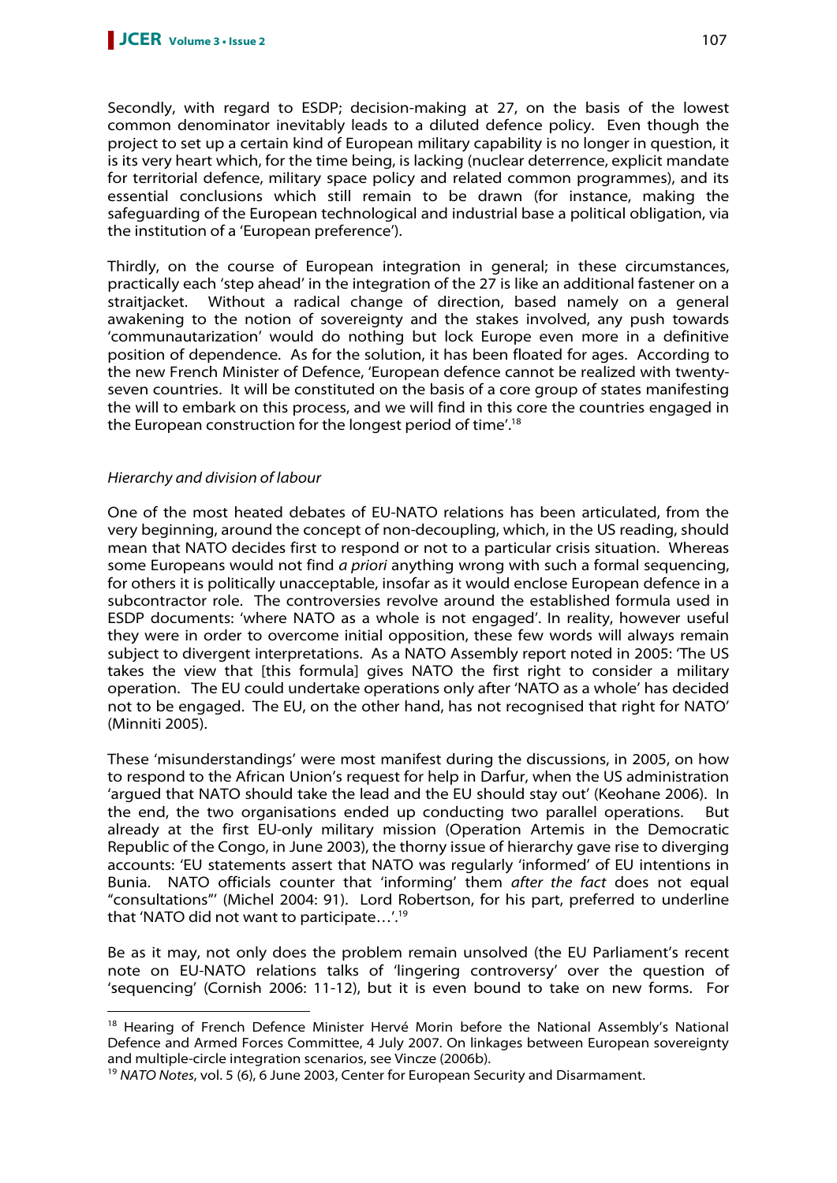Secondly, with regard to ESDP; decision-making at 27, on the basis of the lowest common denominator inevitably leads to a diluted defence policy. Even though the project to set up a certain kind of European military capability is no longer in question, it is its very heart which, for the time being, is lacking (nuclear deterrence, explicit mandate for territorial defence, military space policy and related common programmes), and its essential conclusions which still remain to be drawn (for instance, making the safeguarding of the European technological and industrial base a political obligation, via the institution of a 'European preference').

Thirdly, on the course of European integration in general; in these circumstances, practically each 'step ahead' in the integration of the 27 is like an additional fastener on a straitjacket. Without a radical change of direction, based namely on a general awakening to the notion of sovereignty and the stakes involved, any push towards 'communautarization' would do nothing but lock Europe even more in a definitive position of dependence. As for the solution, it has been floated for ages. According to the new French Minister of Defence, 'European defence cannot be realized with twenty-seven countries. It will be constituted on the basis of a core group of states manifesting the will to embark on this process, and we will find in this core the countries engaged in the European construction for the longest period of time'.[18]

*Hierarchy and division of labour*

One of the most heated debates of EU-NATO relations has been articulated, from the very beginning, around the concept of non-decoupling, which, in the US reading, should mean that NATO decides first to respond or not to a particular crisis situation. Whereas some Europeans would not find *a priori* anything wrong with such a formal sequencing, for others it is politically unacceptable, insofar as it would enclose European defence in a subcontractor role. The controversies revolve around the established formula used in ESDP documents: 'where NATO as a whole is not engaged'. In reality, however useful they were in order to overcome initial opposition, these few words will always remain subject to divergent interpretations. As a NATO Assembly report noted in 2005: 'The US takes the view that [this formula] gives NATO the first right to consider a military operation. The EU could undertake operations only after 'NATO as a whole' has decided not to be engaged. The EU, on the other hand, has not recognised that right for NATO' (Minniti 2005).

These 'misunderstandings' were most manifest during the discussions, in 2005, on how to respond to the African Union's request for help in Darfur, when the US administration 'argued that NATO should take the lead and the EU should stay out' (Keohane 2006). In the end, the two organisations ended up conducting two parallel operations. But already at the first EU-only military mission (Operation Artemis in the Democratic Republic of the Congo, in June 2003), the thorny issue of hierarchy gave rise to diverging accounts: 'EU statements assert that NATO was regularly 'informed' of EU intentions in Bunia. NATO officials counter that 'informing' them *after the fact* does not equal "consultations"' (Michel 2004: 91). Lord Robertson, for his part, preferred to underline that 'NATO did not want to participate…'.[19]

Be as it may, not only does the problem remain unsolved (the EU Parliament's recent note on EU-NATO relations talks of 'lingering controversy' over the question of 'sequencing' (Cornish 2006: 11-12), but it is even bound to take on new forms. For

---

[18] Hearing of French Defence Minister Hervé Morin before the National Assembly's National Defence and Armed Forces Committee, 4 July 2007. On linkages between European sovereignty and multiple-circle integration scenarios, see Vincze (2006b).

[19] *NATO Notes*, vol. 5 (6), 6 June 2003, Center for European Security and Disarmament.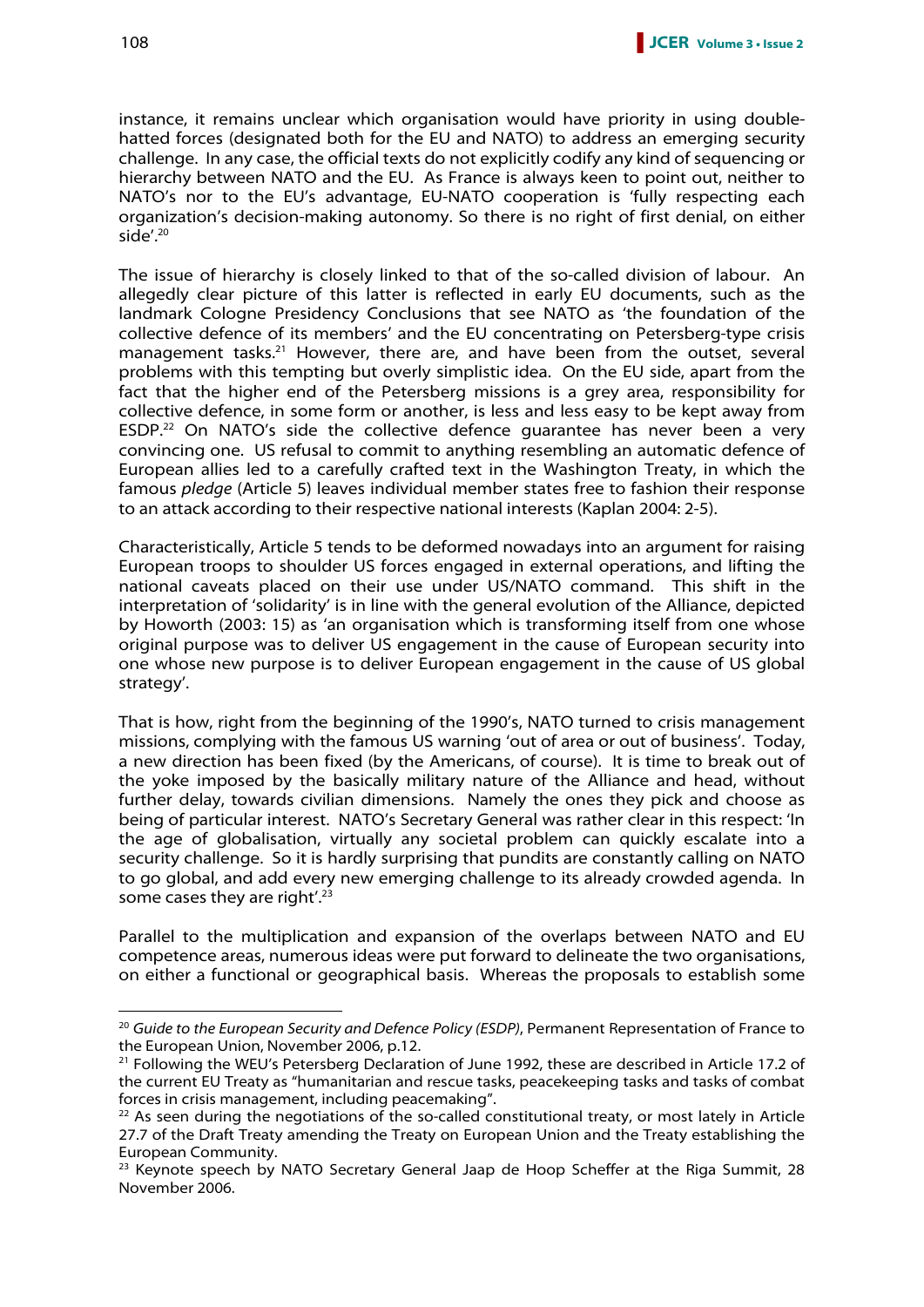instance, it remains unclear which organisation would have priority in using double-hatted forces (designated both for the EU and NATO) to address an emerging security challenge. In any case, the official texts do not explicitly codify any kind of sequencing or hierarchy between NATO and the EU. As France is always keen to point out, neither to NATO's nor to the EU's advantage, EU-NATO cooperation is 'fully respecting each organization's decision-making autonomy. So there is no right of first denial, on either side'.[20]

The issue of hierarchy is closely linked to that of the so-called division of labour. An allegedly clear picture of this latter is reflected in early EU documents, such as the landmark Cologne Presidency Conclusions that see NATO as 'the foundation of the collective defence of its members' and the EU concentrating on Petersberg-type crisis management tasks.[21] However, there are, and have been from the outset, several problems with this tempting but overly simplistic idea. On the EU side, apart from the fact that the higher end of the Petersberg missions is a grey area, responsibility for collective defence, in some form or another, is less and less easy to be kept away from ESDP.[22] On NATO's side the collective defence guarantee has never been a very convincing one. US refusal to commit to anything resembling an automatic defence of European allies led to a carefully crafted text in the Washington Treaty, in which the famous *pledge* (Article 5) leaves individual member states free to fashion their response to an attack according to their respective national interests (Kaplan 2004: 2-5).

Characteristically, Article 5 tends to be deformed nowadays into an argument for raising European troops to shoulder US forces engaged in external operations, and lifting the national caveats placed on their use under US/NATO command. This shift in the interpretation of 'solidarity' is in line with the general evolution of the Alliance, depicted by Howorth (2003: 15) as 'an organisation which is transforming itself from one whose original purpose was to deliver US engagement in the cause of European security into one whose new purpose is to deliver European engagement in the cause of US global strategy'.

That is how, right from the beginning of the 1990's, NATO turned to crisis management missions, complying with the famous US warning 'out of area or out of business'. Today, a new direction has been fixed (by the Americans, of course). It is time to break out of the yoke imposed by the basically military nature of the Alliance and head, without further delay, towards civilian dimensions. Namely the ones they pick and choose as being of particular interest. NATO's Secretary General was rather clear in this respect: 'In the age of globalisation, virtually any societal problem can quickly escalate into a security challenge. So it is hardly surprising that pundits are constantly calling on NATO to go global, and add every new emerging challenge to its already crowded agenda. In some cases they are right'.[23]

Parallel to the multiplication and expansion of the overlaps between NATO and EU competence areas, numerous ideas were put forward to delineate the two organisations, on either a functional or geographical basis. Whereas the proposals to establish some

---

[20] *Guide to the European Security and Defence Policy (ESDP)*, Permanent Representation of France to the European Union, November 2006, p.12.

[21] Following the WEU's Petersberg Declaration of June 1992, these are described in Article 17.2 of the current EU Treaty as "humanitarian and rescue tasks, peacekeeping tasks and tasks of combat forces in crisis management, including peacemaking".

[22] As seen during the negotiations of the so-called constitutional treaty, or most lately in Article 27.7 of the Draft Treaty amending the Treaty on European Union and the Treaty establishing the European Community.

[23] Keynote speech by NATO Secretary General Jaap de Hoop Scheffer at the Riga Summit, 28 November 2006.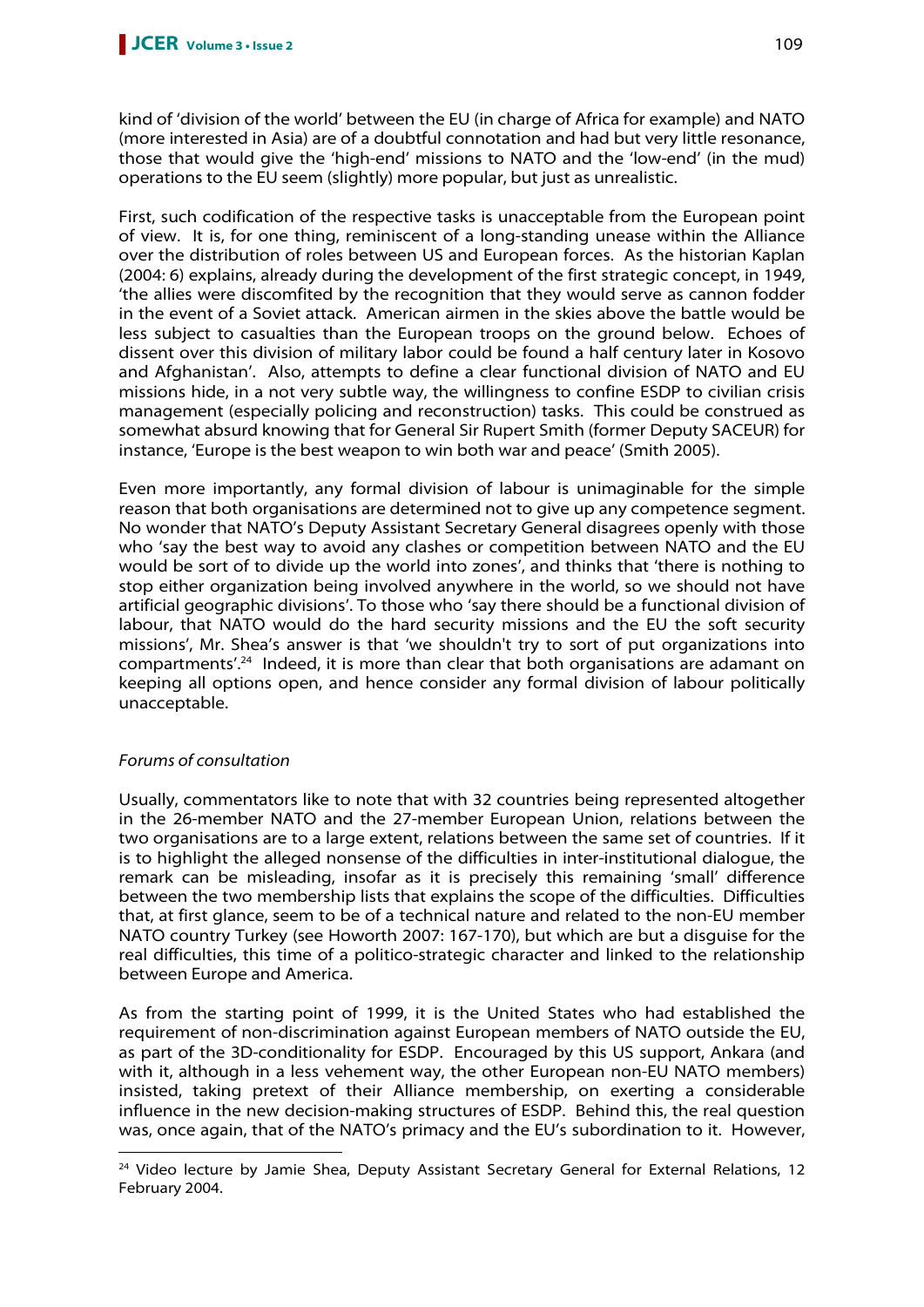kind of 'division of the world' between the EU (in charge of Africa for example) and NATO (more interested in Asia) are of a doubtful connotation and had but very little resonance, those that would give the 'high-end' missions to NATO and the 'low-end' (in the mud) operations to the EU seem (slightly) more popular, but just as unrealistic.

First, such codification of the respective tasks is unacceptable from the European point of view. It is, for one thing, reminiscent of a long-standing unease within the Alliance over the distribution of roles between US and European forces. As the historian Kaplan (2004: 6) explains, already during the development of the first strategic concept, in 1949, 'the allies were discomfited by the recognition that they would serve as cannon fodder in the event of a Soviet attack. American airmen in the skies above the battle would be less subject to casualties than the European troops on the ground below. Echoes of dissent over this division of military labor could be found a half century later in Kosovo and Afghanistan'. Also, attempts to define a clear functional division of NATO and EU missions hide, in a not very subtle way, the willingness to confine ESDP to civilian crisis management (especially policing and reconstruction) tasks. This could be construed as somewhat absurd knowing that for General Sir Rupert Smith (former Deputy SACEUR) for instance, 'Europe is the best weapon to win both war and peace' (Smith 2005).

Even more importantly, any formal division of labour is unimaginable for the simple reason that both organisations are determined not to give up any competence segment. No wonder that NATO's Deputy Assistant Secretary General disagrees openly with those who 'say the best way to avoid any clashes or competition between NATO and the EU would be sort of to divide up the world into zones', and thinks that 'there is nothing to stop either organization being involved anywhere in the world, so we should not have artificial geographic divisions'. To those who 'say there should be a functional division of labour, that NATO would do the hard security missions and the EU the soft security missions', Mr. Shea's answer is that 'we shouldn't try to sort of put organizations into compartments'.[24] Indeed, it is more than clear that both organisations are adamant on keeping all options open, and hence consider any formal division of labour politically unacceptable.

*Forums of consultation*

Usually, commentators like to note that with 32 countries being represented altogether in the 26-member NATO and the 27-member European Union, relations between the two organisations are to a large extent, relations between the same set of countries. If it is to highlight the alleged nonsense of the difficulties in inter-institutional dialogue, the remark can be misleading, insofar as it is precisely this remaining 'small' difference between the two membership lists that explains the scope of the difficulties. Difficulties that, at first glance, seem to be of a technical nature and related to the non-EU member NATO country Turkey (see Howorth 2007: 167-170), but which are but a disguise for the real difficulties, this time of a politico-strategic character and linked to the relationship between Europe and America.

As from the starting point of 1999, it is the United States who had established the requirement of non-discrimination against European members of NATO outside the EU, as part of the 3D-conditionality for ESDP. Encouraged by this US support, Ankara (and with it, although in a less vehement way, the other European non-EU NATO members) insisted, taking pretext of their Alliance membership, on exerting a considerable influence in the new decision-making structures of ESDP. Behind this, the real question was, once again, that of the NATO's primacy and the EU's subordination to it. However,

---

[24] Video lecture by Jamie Shea, Deputy Assistant Secretary General for External Relations, 12 February 2004.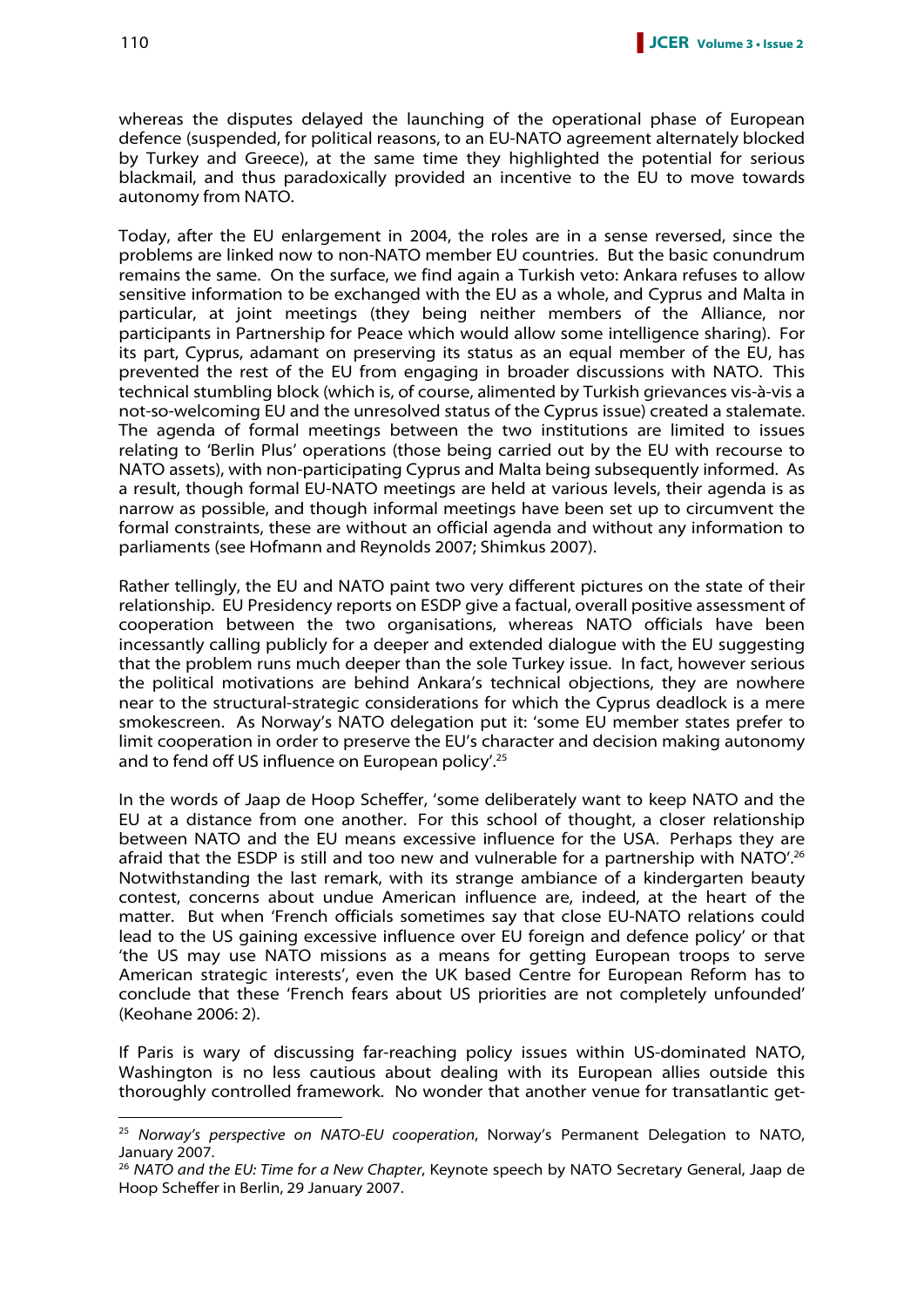whereas the disputes delayed the launching of the operational phase of European defence (suspended, for political reasons, to an EU-NATO agreement alternately blocked by Turkey and Greece), at the same time they highlighted the potential for serious blackmail, and thus paradoxically provided an incentive to the EU to move towards autonomy from NATO.

Today, after the EU enlargement in 2004, the roles are in a sense reversed, since the problems are linked now to non-NATO member EU countries. But the basic conundrum remains the same. On the surface, we find again a Turkish veto: Ankara refuses to allow sensitive information to be exchanged with the EU as a whole, and Cyprus and Malta in particular, at joint meetings (they being neither members of the Alliance, nor participants in Partnership for Peace which would allow some intelligence sharing). For its part, Cyprus, adamant on preserving its status as an equal member of the EU, has prevented the rest of the EU from engaging in broader discussions with NATO. This technical stumbling block (which is, of course, alimented by Turkish grievances vis-à-vis a not-so-welcoming EU and the unresolved status of the Cyprus issue) created a stalemate. The agenda of formal meetings between the two institutions are limited to issues relating to 'Berlin Plus' operations (those being carried out by the EU with recourse to NATO assets), with non-participating Cyprus and Malta being subsequently informed. As a result, though formal EU-NATO meetings are held at various levels, their agenda is as narrow as possible, and though informal meetings have been set up to circumvent the formal constraints, these are without an official agenda and without any information to parliaments (see Hofmann and Reynolds 2007; Shimkus 2007).

Rather tellingly, the EU and NATO paint two very different pictures on the state of their relationship. EU Presidency reports on ESDP give a factual, overall positive assessment of cooperation between the two organisations, whereas NATO officials have been incessantly calling publicly for a deeper and extended dialogue with the EU suggesting that the problem runs much deeper than the sole Turkey issue. In fact, however serious the political motivations are behind Ankara's technical objections, they are nowhere near to the structural-strategic considerations for which the Cyprus deadlock is a mere smokescreen. As Norway's NATO delegation put it: 'some EU member states prefer to limit cooperation in order to preserve the EU's character and decision making autonomy and to fend off US influence on European policy'.[25]

In the words of Jaap de Hoop Scheffer, 'some deliberately want to keep NATO and the EU at a distance from one another. For this school of thought, a closer relationship between NATO and the EU means excessive influence for the USA. Perhaps they are afraid that the ESDP is still and too new and vulnerable for a partnership with NATO'.[26] Notwithstanding the last remark, with its strange ambiance of a kindergarten beauty contest, concerns about undue American influence are, indeed, at the heart of the matter. But when 'French officials sometimes say that close EU-NATO relations could lead to the US gaining excessive influence over EU foreign and defence policy' or that 'the US may use NATO missions as a means for getting European troops to serve American strategic interests', even the UK based Centre for European Reform has to conclude that these 'French fears about US priorities are not completely unfounded' (Keohane 2006: 2).

If Paris is wary of discussing far-reaching policy issues within US-dominated NATO, Washington is no less cautious about dealing with its European allies outside this thoroughly controlled framework. No wonder that another venue for transatlantic get-

[25] *Norway's perspective on NATO-EU cooperation*, Norway's Permanent Delegation to NATO, January 2007.

[26] *NATO and the EU: Time for a New Chapter*, Keynote speech by NATO Secretary General, Jaap de Hoop Scheffer in Berlin, 29 January 2007.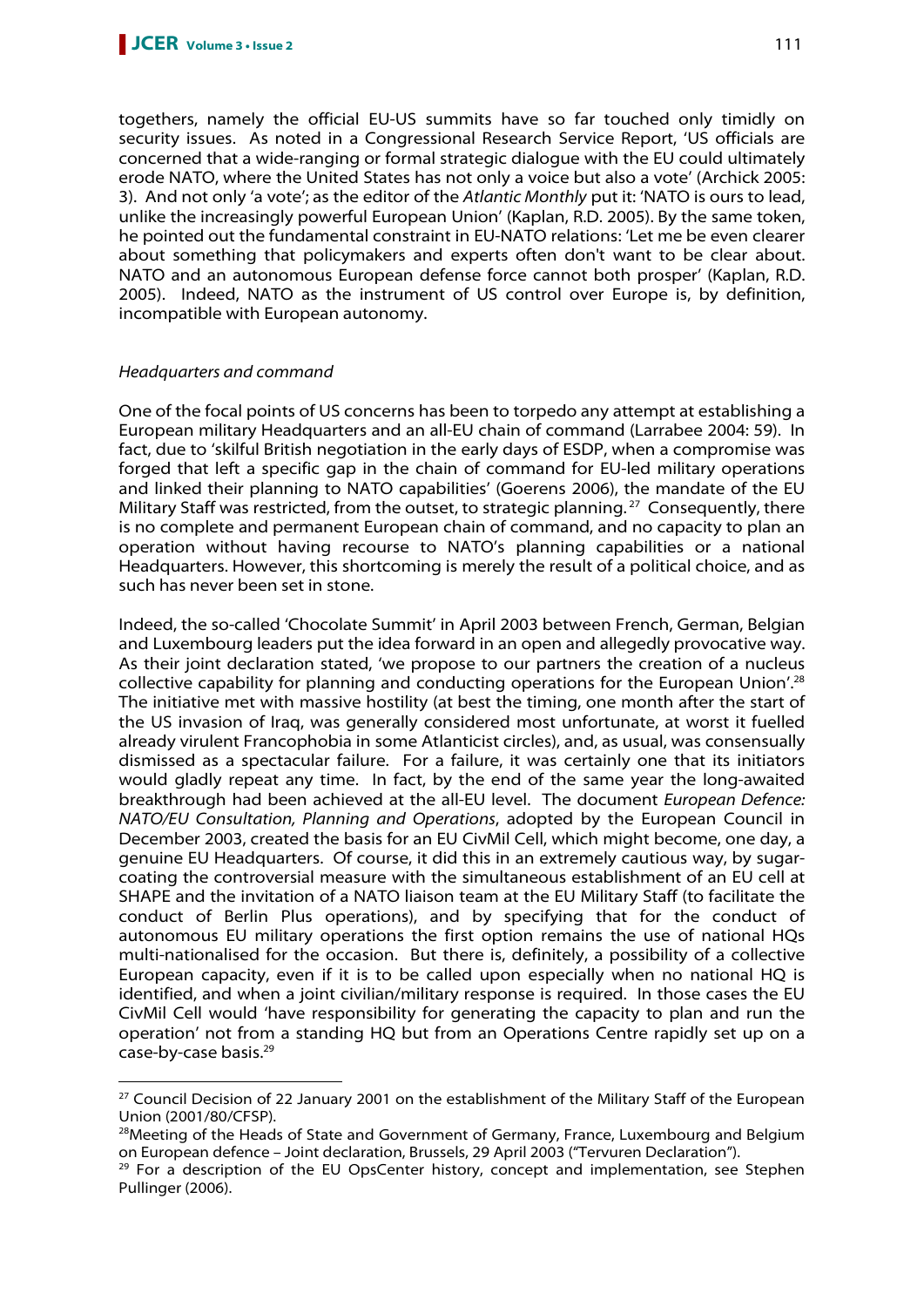togethers, namely the official EU-US summits have so far touched only timidly on security issues. As noted in a Congressional Research Service Report, 'US officials are concerned that a wide-ranging or formal strategic dialogue with the EU could ultimately erode NATO, where the United States has not only a voice but also a vote' (Archick 2005: 3). And not only 'a vote'; as the editor of the *Atlantic Monthly* put it: 'NATO is ours to lead, unlike the increasingly powerful European Union' (Kaplan, R.D. 2005). By the same token, he pointed out the fundamental constraint in EU-NATO relations: 'Let me be even clearer about something that policymakers and experts often don't want to be clear about. NATO and an autonomous European defense force cannot both prosper' (Kaplan, R.D. 2005). Indeed, NATO as the instrument of US control over Europe is, by definition, incompatible with European autonomy.

*Headquarters and command*

One of the focal points of US concerns has been to torpedo any attempt at establishing a European military Headquarters and an all-EU chain of command (Larrabee 2004: 59). In fact, due to 'skilful British negotiation in the early days of ESDP, when a compromise was forged that left a specific gap in the chain of command for EU-led military operations and linked their planning to NATO capabilities' (Goerens 2006), the mandate of the EU Military Staff was restricted, from the outset, to strategic planning.[27] Consequently, there is no complete and permanent European chain of command, and no capacity to plan an operation without having recourse to NATO's planning capabilities or a national Headquarters. However, this shortcoming is merely the result of a political choice, and as such has never been set in stone.

Indeed, the so-called 'Chocolate Summit' in April 2003 between French, German, Belgian and Luxembourg leaders put the idea forward in an open and allegedly provocative way. As their joint declaration stated, 'we propose to our partners the creation of a nucleus collective capability for planning and conducting operations for the European Union'.[28] The initiative met with massive hostility (at best the timing, one month after the start of the US invasion of Iraq, was generally considered most unfortunate, at worst it fuelled already virulent Francophobia in some Atlanticist circles), and, as usual, was consensually dismissed as a spectacular failure. For a failure, it was certainly one that its initiators would gladly repeat any time. In fact, by the end of the same year the long-awaited breakthrough had been achieved at the all-EU level. The document *European Defence: NATO/EU Consultation, Planning and Operations*, adopted by the European Council in December 2003, created the basis for an EU CivMil Cell, which might become, one day, a genuine EU Headquarters. Of course, it did this in an extremely cautious way, by sugar-coating the controversial measure with the simultaneous establishment of an EU cell at SHAPE and the invitation of a NATO liaison team at the EU Military Staff (to facilitate the conduct of Berlin Plus operations), and by specifying that for the conduct of autonomous EU military operations the first option remains the use of national HQs multi-nationalised for the occasion. But there is, definitely, a possibility of a collective European capacity, even if it is to be called upon especially when no national HQ is identified, and when a joint civilian/military response is required. In those cases the EU CivMil Cell would 'have responsibility for generating the capacity to plan and run the operation' not from a standing HQ but from an Operations Centre rapidly set up on a case-by-case basis.[29]

---

[27] Council Decision of 22 January 2001 on the establishment of the Military Staff of the European Union (2001/80/CFSP).

[28] Meeting of the Heads of State and Government of Germany, France, Luxembourg and Belgium on European defence – Joint declaration, Brussels, 29 April 2003 ("Tervuren Declaration").

[29] For a description of the EU OpsCenter history, concept and implementation, see Stephen Pullinger (2006).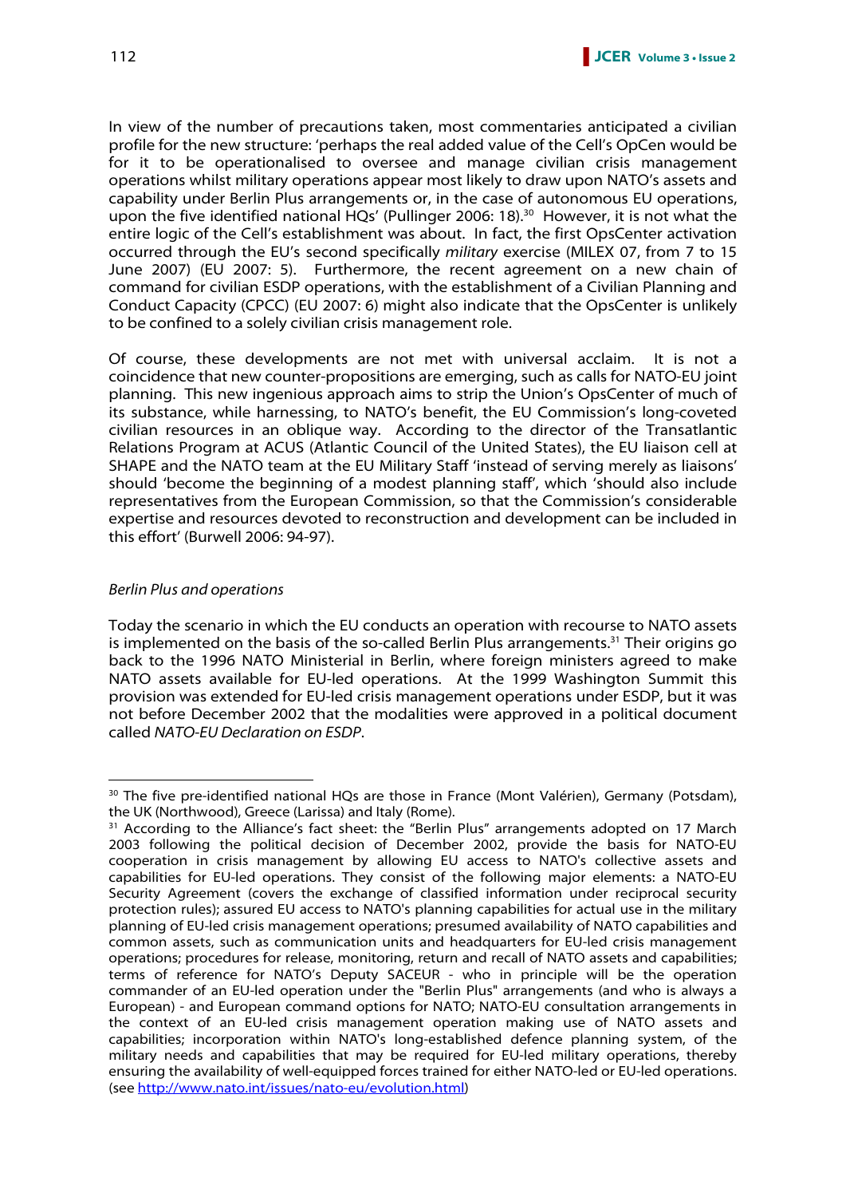In view of the number of precautions taken, most commentaries anticipated a civilian profile for the new structure: 'perhaps the real added value of the Cell's OpCen would be for it to be operationalised to oversee and manage civilian crisis management operations whilst military operations appear most likely to draw upon NATO's assets and capability under Berlin Plus arrangements or, in the case of autonomous EU operations, upon the five identified national HQs' (Pullinger 2006: 18).[30] However, it is not what the entire logic of the Cell's establishment was about. In fact, the first OpsCenter activation occurred through the EU's second specifically *military* exercise (MILEX 07, from 7 to 15 June 2007) (EU 2007: 5). Furthermore, the recent agreement on a new chain of command for civilian ESDP operations, with the establishment of a Civilian Planning and Conduct Capacity (CPCC) (EU 2007: 6) might also indicate that the OpsCenter is unlikely to be confined to a solely civilian crisis management role.

Of course, these developments are not met with universal acclaim. It is not a coincidence that new counter-propositions are emerging, such as calls for NATO-EU joint planning. This new ingenious approach aims to strip the Union's OpsCenter of much of its substance, while harnessing, to NATO's benefit, the EU Commission's long-coveted civilian resources in an oblique way. According to the director of the Transatlantic Relations Program at ACUS (Atlantic Council of the United States), the EU liaison cell at SHAPE and the NATO team at the EU Military Staff 'instead of serving merely as liaisons' should 'become the beginning of a modest planning staff', which 'should also include representatives from the European Commission, so that the Commission's considerable expertise and resources devoted to reconstruction and development can be included in this effort' (Burwell 2006: 94-97).

*Berlin Plus and operations*

Today the scenario in which the EU conducts an operation with recourse to NATO assets is implemented on the basis of the so-called Berlin Plus arrangements.[31] Their origins go back to the 1996 NATO Ministerial in Berlin, where foreign ministers agreed to make NATO assets available for EU-led operations. At the 1999 Washington Summit this provision was extended for EU-led crisis management operations under ESDP, but it was not before December 2002 that the modalities were approved in a political document called *NATO-EU Declaration on ESDP*.

---

[30] The five pre-identified national HQs are those in France (Mont Valérien), Germany (Potsdam), the UK (Northwood), Greece (Larissa) and Italy (Rome).

[31] According to the Alliance's fact sheet: the "Berlin Plus" arrangements adopted on 17 March 2003 following the political decision of December 2002, provide the basis for NATO-EU cooperation in crisis management by allowing EU access to NATO's collective assets and capabilities for EU-led operations. They consist of the following major elements: a NATO-EU Security Agreement (covers the exchange of classified information under reciprocal security protection rules); assured EU access to NATO's planning capabilities for actual use in the military planning of EU-led crisis management operations; presumed availability of NATO capabilities and common assets, such as communication units and headquarters for EU-led crisis management operations; procedures for release, monitoring, return and recall of NATO assets and capabilities; terms of reference for NATO's Deputy SACEUR - who in principle will be the operation commander of an EU-led operation under the "Berlin Plus" arrangements (and who is always a European) - and European command options for NATO; NATO-EU consultation arrangements in the context of an EU-led crisis management operation making use of NATO assets and capabilities; incorporation within NATO's long-established defence planning system, of the military needs and capabilities that may be required for EU-led military operations, thereby ensuring the availability of well-equipped forces trained for either NATO-led or EU-led operations. (see http://www.nato.int/issues/nato-eu/evolution.html)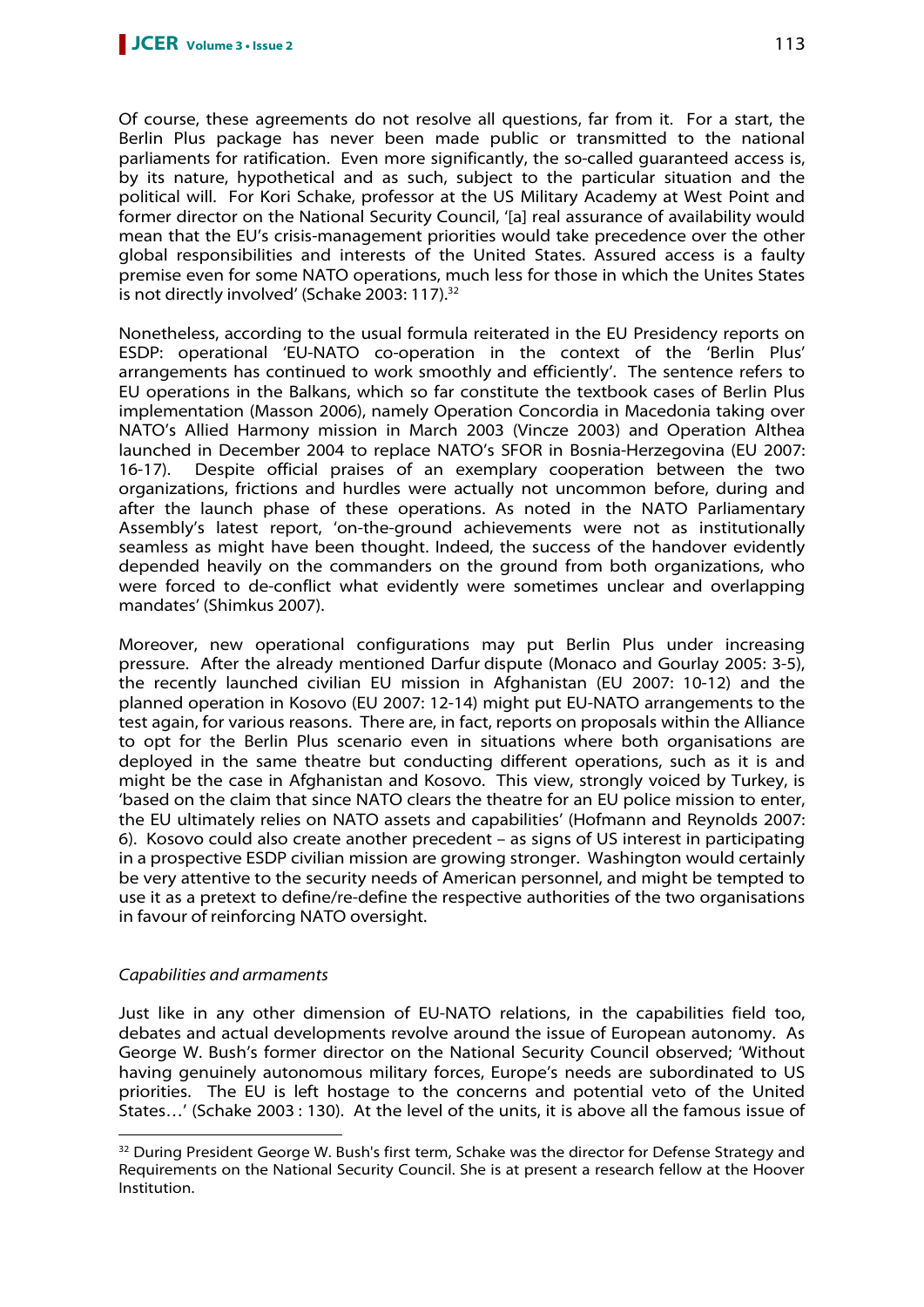Of course, these agreements do not resolve all questions, far from it. For a start, the Berlin Plus package has never been made public or transmitted to the national parliaments for ratification. Even more significantly, the so-called guaranteed access is, by its nature, hypothetical and as such, subject to the particular situation and the political will. For Kori Schake, professor at the US Military Academy at West Point and former director on the National Security Council, '[a] real assurance of availability would mean that the EU's crisis-management priorities would take precedence over the other global responsibilities and interests of the United States. Assured access is a faulty premise even for some NATO operations, much less for those in which the Unites States is not directly involved' (Schake 2003: 117).[32]

Nonetheless, according to the usual formula reiterated in the EU Presidency reports on ESDP: operational 'EU-NATO co-operation in the context of the 'Berlin Plus' arrangements has continued to work smoothly and efficiently'. The sentence refers to EU operations in the Balkans, which so far constitute the textbook cases of Berlin Plus implementation (Masson 2006), namely Operation Concordia in Macedonia taking over NATO's Allied Harmony mission in March 2003 (Vincze 2003) and Operation Althea launched in December 2004 to replace NATO's SFOR in Bosnia-Herzegovina (EU 2007: 16-17). Despite official praises of an exemplary cooperation between the two organizations, frictions and hurdles were actually not uncommon before, during and after the launch phase of these operations. As noted in the NATO Parliamentary Assembly's latest report, 'on-the-ground achievements were not as institutionally seamless as might have been thought. Indeed, the success of the handover evidently depended heavily on the commanders on the ground from both organizations, who were forced to de-conflict what evidently were sometimes unclear and overlapping mandates' (Shimkus 2007).

Moreover, new operational configurations may put Berlin Plus under increasing pressure. After the already mentioned Darfur dispute (Monaco and Gourlay 2005: 3-5), the recently launched civilian EU mission in Afghanistan (EU 2007: 10-12) and the planned operation in Kosovo (EU 2007: 12-14) might put EU-NATO arrangements to the test again, for various reasons. There are, in fact, reports on proposals within the Alliance to opt for the Berlin Plus scenario even in situations where both organisations are deployed in the same theatre but conducting different operations, such as it is and might be the case in Afghanistan and Kosovo. This view, strongly voiced by Turkey, is 'based on the claim that since NATO clears the theatre for an EU police mission to enter, the EU ultimately relies on NATO assets and capabilities' (Hofmann and Reynolds 2007: 6). Kosovo could also create another precedent – as signs of US interest in participating in a prospective ESDP civilian mission are growing stronger. Washington would certainly be very attentive to the security needs of American personnel, and might be tempted to use it as a pretext to define/re-define the respective authorities of the two organisations in favour of reinforcing NATO oversight.

*Capabilities and armaments*

Just like in any other dimension of EU-NATO relations, in the capabilities field too, debates and actual developments revolve around the issue of European autonomy. As George W. Bush's former director on the National Security Council observed; 'Without having genuinely autonomous military forces, Europe's needs are subordinated to US priorities. The EU is left hostage to the concerns and potential veto of the United States…' (Schake 2003 : 130). At the level of the units, it is above all the famous issue of

[32] During President George W. Bush's first term, Schake was the director for Defense Strategy and Requirements on the National Security Council. She is at present a research fellow at the Hoover Institution.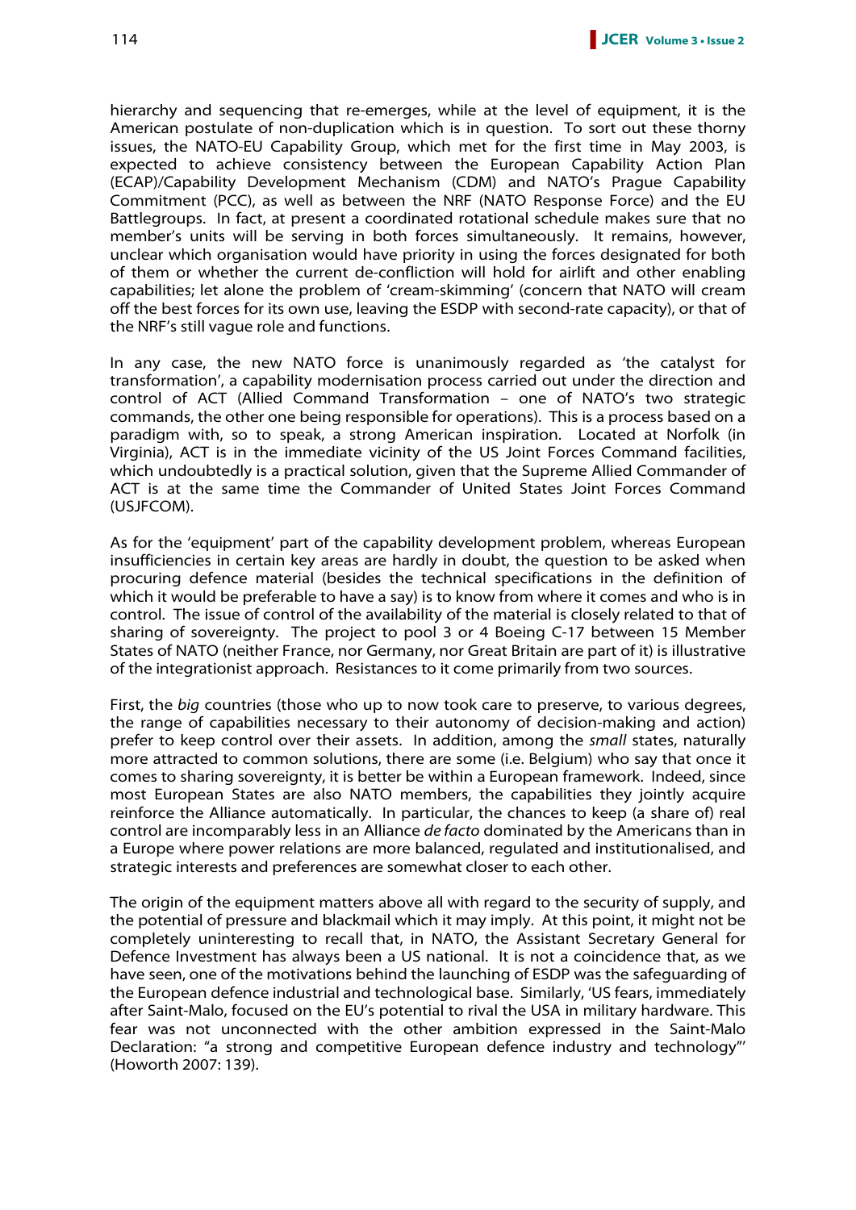hierarchy and sequencing that re-emerges, while at the level of equipment, it is the American postulate of non-duplication which is in question. To sort out these thorny issues, the NATO-EU Capability Group, which met for the first time in May 2003, is expected to achieve consistency between the European Capability Action Plan (ECAP)/Capability Development Mechanism (CDM) and NATO's Prague Capability Commitment (PCC), as well as between the NRF (NATO Response Force) and the EU Battlegroups. In fact, at present a coordinated rotational schedule makes sure that no member's units will be serving in both forces simultaneously. It remains, however, unclear which organisation would have priority in using the forces designated for both of them or whether the current de-confliction will hold for airlift and other enabling capabilities; let alone the problem of 'cream-skimming' (concern that NATO will cream off the best forces for its own use, leaving the ESDP with second-rate capacity), or that of the NRF's still vague role and functions.

In any case, the new NATO force is unanimously regarded as 'the catalyst for transformation', a capability modernisation process carried out under the direction and control of ACT (Allied Command Transformation – one of NATO's two strategic commands, the other one being responsible for operations). This is a process based on a paradigm with, so to speak, a strong American inspiration. Located at Norfolk (in Virginia), ACT is in the immediate vicinity of the US Joint Forces Command facilities, which undoubtedly is a practical solution, given that the Supreme Allied Commander of ACT is at the same time the Commander of United States Joint Forces Command (USJFCOM).

As for the 'equipment' part of the capability development problem, whereas European insufficiencies in certain key areas are hardly in doubt, the question to be asked when procuring defence material (besides the technical specifications in the definition of which it would be preferable to have a say) is to know from where it comes and who is in control. The issue of control of the availability of the material is closely related to that of sharing of sovereignty. The project to pool 3 or 4 Boeing C-17 between 15 Member States of NATO (neither France, nor Germany, nor Great Britain are part of it) is illustrative of the integrationist approach. Resistances to it come primarily from two sources.

First, the *big* countries (those who up to now took care to preserve, to various degrees, the range of capabilities necessary to their autonomy of decision-making and action) prefer to keep control over their assets. In addition, among the *small* states, naturally more attracted to common solutions, there are some (i.e. Belgium) who say that once it comes to sharing sovereignty, it is better be within a European framework. Indeed, since most European States are also NATO members, the capabilities they jointly acquire reinforce the Alliance automatically. In particular, the chances to keep (a share of) real control are incomparably less in an Alliance *de facto* dominated by the Americans than in a Europe where power relations are more balanced, regulated and institutionalised, and strategic interests and preferences are somewhat closer to each other.

The origin of the equipment matters above all with regard to the security of supply, and the potential of pressure and blackmail which it may imply. At this point, it might not be completely uninteresting to recall that, in NATO, the Assistant Secretary General for Defence Investment has always been a US national. It is not a coincidence that, as we have seen, one of the motivations behind the launching of ESDP was the safeguarding of the European defence industrial and technological base. Similarly, 'US fears, immediately after Saint-Malo, focused on the EU's potential to rival the USA in military hardware. This fear was not unconnected with the other ambition expressed in the Saint-Malo Declaration: "a strong and competitive European defence industry and technology"' (Howorth 2007: 139).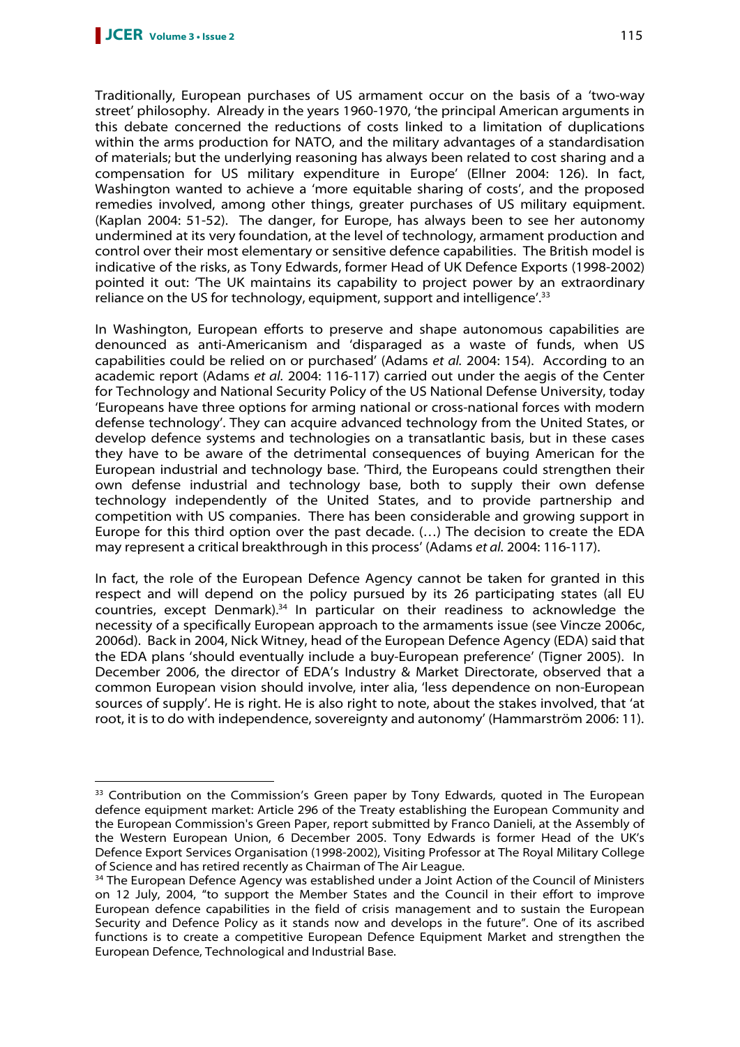Traditionally, European purchases of US armament occur on the basis of a 'two-way street' philosophy. Already in the years 1960-1970, 'the principal American arguments in this debate concerned the reductions of costs linked to a limitation of duplications within the arms production for NATO, and the military advantages of a standardisation of materials; but the underlying reasoning has always been related to cost sharing and a compensation for US military expenditure in Europe' (Ellner 2004: 126). In fact, Washington wanted to achieve a 'more equitable sharing of costs', and the proposed remedies involved, among other things, greater purchases of US military equipment. (Kaplan 2004: 51-52). The danger, for Europe, has always been to see her autonomy undermined at its very foundation, at the level of technology, armament production and control over their most elementary or sensitive defence capabilities. The British model is indicative of the risks, as Tony Edwards, former Head of UK Defence Exports (1998-2002) pointed it out: 'The UK maintains its capability to project power by an extraordinary reliance on the US for technology, equipment, support and intelligence'.[33]

In Washington, European efforts to preserve and shape autonomous capabilities are denounced as anti-Americanism and 'disparaged as a waste of funds, when US capabilities could be relied on or purchased' (Adams *et al.* 2004: 154). According to an academic report (Adams *et al.* 2004: 116-117) carried out under the aegis of the Center for Technology and National Security Policy of the US National Defense University, today 'Europeans have three options for arming national or cross-national forces with modern defense technology'. They can acquire advanced technology from the United States, or develop defence systems and technologies on a transatlantic basis, but in these cases they have to be aware of the detrimental consequences of buying American for the European industrial and technology base. 'Third, the Europeans could strengthen their own defense industrial and technology base, both to supply their own defense technology independently of the United States, and to provide partnership and competition with US companies. There has been considerable and growing support in Europe for this third option over the past decade. (…) The decision to create the EDA may represent a critical breakthrough in this process' (Adams *et al.* 2004: 116-117).

In fact, the role of the European Defence Agency cannot be taken for granted in this respect and will depend on the policy pursued by its 26 participating states (all EU countries, except Denmark).[34] In particular on their readiness to acknowledge the necessity of a specifically European approach to the armaments issue (see Vincze 2006c, 2006d). Back in 2004, Nick Witney, head of the European Defence Agency (EDA) said that the EDA plans 'should eventually include a buy-European preference' (Tigner 2005). In December 2006, the director of EDA's Industry & Market Directorate, observed that a common European vision should involve, inter alia, 'less dependence on non-European sources of supply'. He is right. He is also right to note, about the stakes involved, that 'at root, it is to do with independence, sovereignty and autonomy' (Hammarström 2006: 11).

---

[33] Contribution on the Commission's Green paper by Tony Edwards, quoted in The European defence equipment market: Article 296 of the Treaty establishing the European Community and the European Commission's Green Paper, report submitted by Franco Danieli, at the Assembly of the Western European Union, 6 December 2005. Tony Edwards is former Head of the UK's Defence Export Services Organisation (1998-2002), Visiting Professor at The Royal Military College of Science and has retired recently as Chairman of The Air League.

[34] The European Defence Agency was established under a Joint Action of the Council of Ministers on 12 July, 2004, "to support the Member States and the Council in their effort to improve European defence capabilities in the field of crisis management and to sustain the European Security and Defence Policy as it stands now and develops in the future". One of its ascribed functions is to create a competitive European Defence Equipment Market and strengthen the European Defence, Technological and Industrial Base.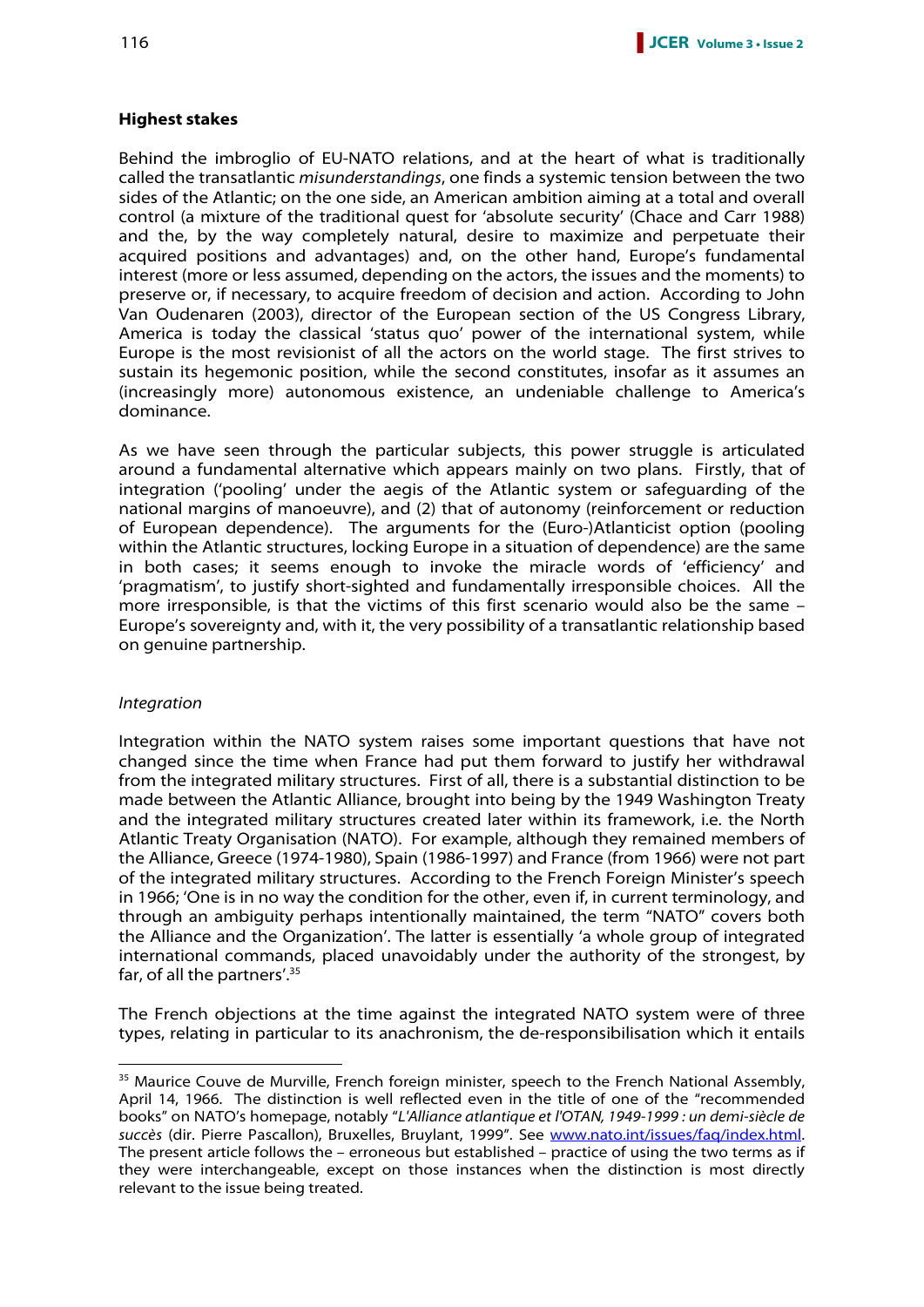**Highest stakes**

Behind the imbroglio of EU-NATO relations, and at the heart of what is traditionally called the transatlantic *misunderstandings*, one finds a systemic tension between the two sides of the Atlantic; on the one side, an American ambition aiming at a total and overall control (a mixture of the traditional quest for 'absolute security' (Chace and Carr 1988) and the, by the way completely natural, desire to maximize and perpetuate their acquired positions and advantages) and, on the other hand, Europe's fundamental interest (more or less assumed, depending on the actors, the issues and the moments) to preserve or, if necessary, to acquire freedom of decision and action. According to John Van Oudenaren (2003), director of the European section of the US Congress Library, America is today the classical 'status quo' power of the international system, while Europe is the most revisionist of all the actors on the world stage. The first strives to sustain its hegemonic position, while the second constitutes, insofar as it assumes an (increasingly more) autonomous existence, an undeniable challenge to America's dominance.

As we have seen through the particular subjects, this power struggle is articulated around a fundamental alternative which appears mainly on two plans. Firstly, that of integration ('pooling' under the aegis of the Atlantic system or safeguarding of the national margins of manoeuvre), and (2) that of autonomy (reinforcement or reduction of European dependence). The arguments for the (Euro-)Atlanticist option (pooling within the Atlantic structures, locking Europe in a situation of dependence) are the same in both cases; it seems enough to invoke the miracle words of 'efficiency' and 'pragmatism', to justify short-sighted and fundamentally irresponsible choices. All the more irresponsible, is that the victims of this first scenario would also be the same – Europe's sovereignty and, with it, the very possibility of a transatlantic relationship based on genuine partnership.

*Integration*

Integration within the NATO system raises some important questions that have not changed since the time when France had put them forward to justify her withdrawal from the integrated military structures. First of all, there is a substantial distinction to be made between the Atlantic Alliance, brought into being by the 1949 Washington Treaty and the integrated military structures created later within its framework, i.e. the North Atlantic Treaty Organisation (NATO). For example, although they remained members of the Alliance, Greece (1974-1980), Spain (1986-1997) and France (from 1966) were not part of the integrated military structures. According to the French Foreign Minister's speech in 1966; 'One is in no way the condition for the other, even if, in current terminology, and through an ambiguity perhaps intentionally maintained, the term "NATO" covers both the Alliance and the Organization'. The latter is essentially 'a whole group of integrated international commands, placed unavoidably under the authority of the strongest, by far, of all the partners'.[35]

The French objections at the time against the integrated NATO system were of three types, relating in particular to its anachronism, the de-responsibilisation which it entails

---

[35] Maurice Couve de Murville, French foreign minister, speech to the French National Assembly, April 14, 1966. The distinction is well reflected even in the title of one of the "recommended books" on NATO's homepage, notably "*L'Alliance atlantique et l'OTAN, 1949-1999 : un demi-siècle de succès* (dir. Pierre Pascallon), Bruxelles, Bruylant, 1999". See www.nato.int/issues/faq/index.html. The present article follows the – erroneous but established – practice of using the two terms as if they were interchangeable, except on those instances when the distinction is most directly relevant to the issue being treated.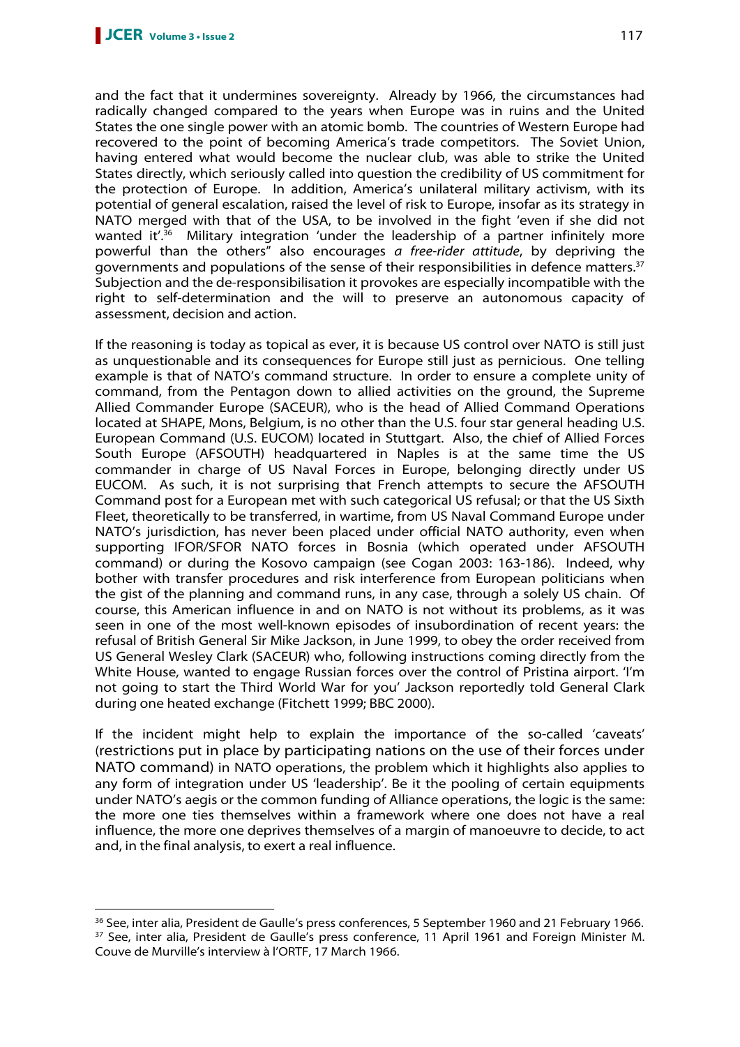and the fact that it undermines sovereignty. Already by 1966, the circumstances had radically changed compared to the years when Europe was in ruins and the United States the one single power with an atomic bomb. The countries of Western Europe had recovered to the point of becoming America's trade competitors. The Soviet Union, having entered what would become the nuclear club, was able to strike the United States directly, which seriously called into question the credibility of US commitment for the protection of Europe. In addition, America's unilateral military activism, with its potential of general escalation, raised the level of risk to Europe, insofar as its strategy in NATO merged with that of the USA, to be involved in the fight 'even if she did not wanted it'.[36] Military integration 'under the leadership of a partner infinitely more powerful than the others" also encourages *a free-rider attitude*, by depriving the governments and populations of the sense of their responsibilities in defence matters.[37] Subjection and the de-responsibilisation it provokes are especially incompatible with the right to self-determination and the will to preserve an autonomous capacity of assessment, decision and action.

If the reasoning is today as topical as ever, it is because US control over NATO is still just as unquestionable and its consequences for Europe still just as pernicious. One telling example is that of NATO's command structure. In order to ensure a complete unity of command, from the Pentagon down to allied activities on the ground, the Supreme Allied Commander Europe (SACEUR), who is the head of Allied Command Operations located at SHAPE, Mons, Belgium, is no other than the U.S. four star general heading U.S. European Command (U.S. EUCOM) located in Stuttgart. Also, the chief of Allied Forces South Europe (AFSOUTH) headquartered in Naples is at the same time the US commander in charge of US Naval Forces in Europe, belonging directly under US EUCOM. As such, it is not surprising that French attempts to secure the AFSOUTH Command post for a European met with such categorical US refusal; or that the US Sixth Fleet, theoretically to be transferred, in wartime, from US Naval Command Europe under NATO's jurisdiction, has never been placed under official NATO authority, even when supporting IFOR/SFOR NATO forces in Bosnia (which operated under AFSOUTH command) or during the Kosovo campaign (see Cogan 2003: 163-186). Indeed, why bother with transfer procedures and risk interference from European politicians when the gist of the planning and command runs, in any case, through a solely US chain. Of course, this American influence in and on NATO is not without its problems, as it was seen in one of the most well-known episodes of insubordination of recent years: the refusal of British General Sir Mike Jackson, in June 1999, to obey the order received from US General Wesley Clark (SACEUR) who, following instructions coming directly from the White House, wanted to engage Russian forces over the control of Pristina airport. 'I'm not going to start the Third World War for you' Jackson reportedly told General Clark during one heated exchange (Fitchett 1999; BBC 2000).

If the incident might help to explain the importance of the so-called 'caveats' (restrictions put in place by participating nations on the use of their forces under NATO command) in NATO operations, the problem which it highlights also applies to any form of integration under US 'leadership'. Be it the pooling of certain equipments under NATO's aegis or the common funding of Alliance operations, the logic is the same: the more one ties themselves within a framework where one does not have a real influence, the more one deprives themselves of a margin of manoeuvre to decide, to act and, in the final analysis, to exert a real influence.

---

[36] See, inter alia, President de Gaulle's press conferences, 5 September 1960 and 21 February 1966.

[37] See, inter alia, President de Gaulle's press conference, 11 April 1961 and Foreign Minister M. Couve de Murville's interview à l'ORTF, 17 March 1966.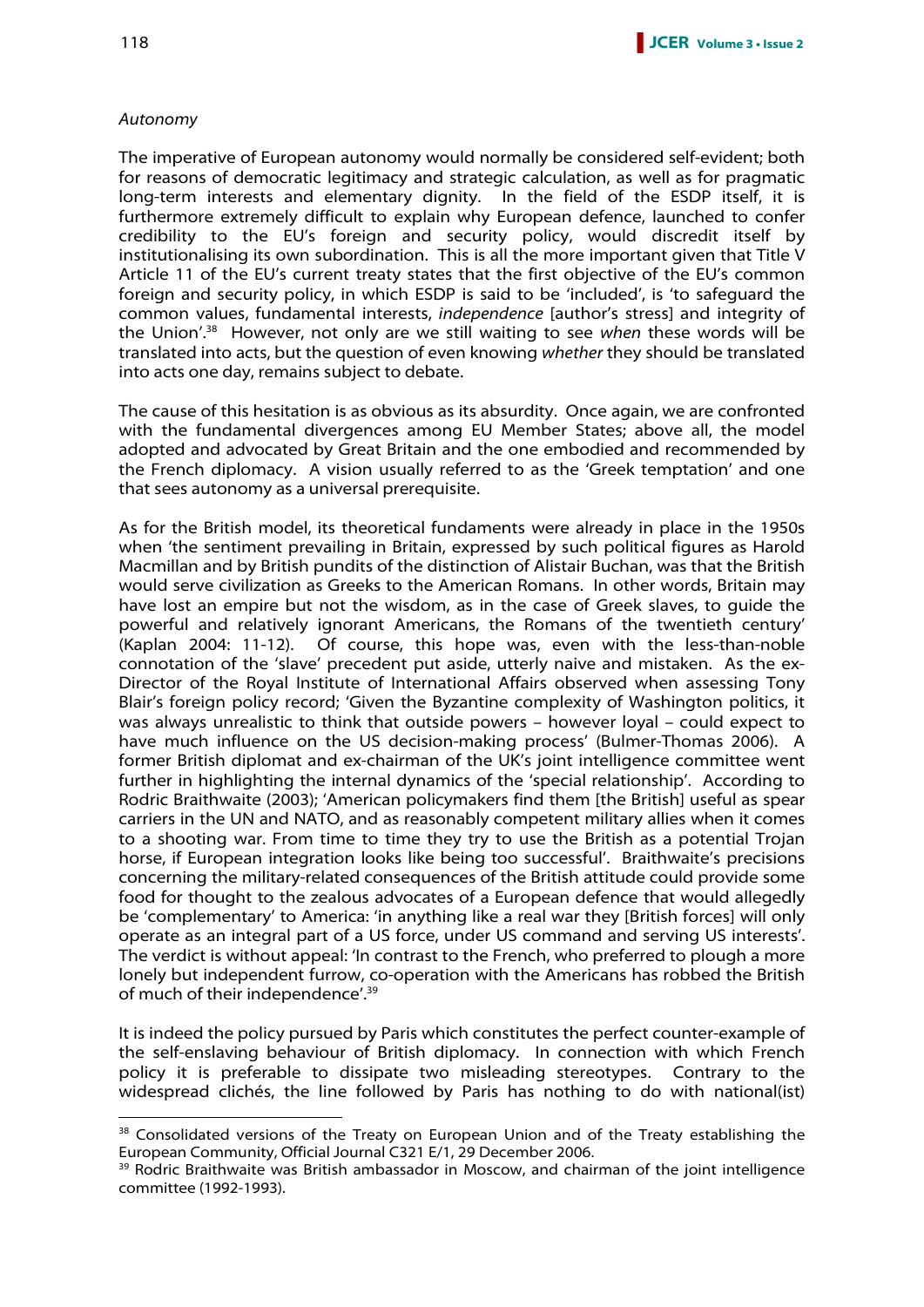*Autonomy*

The imperative of European autonomy would normally be considered self-evident; both for reasons of democratic legitimacy and strategic calculation, as well as for pragmatic long-term interests and elementary dignity. In the field of the ESDP itself, it is furthermore extremely difficult to explain why European defence, launched to confer credibility to the EU's foreign and security policy, would discredit itself by institutionalising its own subordination. This is all the more important given that Title V Article 11 of the EU's current treaty states that the first objective of the EU's common foreign and security policy, in which ESDP is said to be 'included', is 'to safeguard the common values, fundamental interests, *independence* [author's stress] and integrity of the Union'.[38] However, not only are we still waiting to see *when* these words will be translated into acts, but the question of even knowing *whether* they should be translated into acts one day, remains subject to debate.

The cause of this hesitation is as obvious as its absurdity. Once again, we are confronted with the fundamental divergences among EU Member States; above all, the model adopted and advocated by Great Britain and the one embodied and recommended by the French diplomacy. A vision usually referred to as the 'Greek temptation' and one that sees autonomy as a universal prerequisite.

As for the British model, its theoretical fundaments were already in place in the 1950s when 'the sentiment prevailing in Britain, expressed by such political figures as Harold Macmillan and by British pundits of the distinction of Alistair Buchan, was that the British would serve civilization as Greeks to the American Romans. In other words, Britain may have lost an empire but not the wisdom, as in the case of Greek slaves, to guide the powerful and relatively ignorant Americans, the Romans of the twentieth century' (Kaplan 2004: 11-12). Of course, this hope was, even with the less-than-noble connotation of the 'slave' precedent put aside, utterly naive and mistaken. As the ex-Director of the Royal Institute of International Affairs observed when assessing Tony Blair's foreign policy record; 'Given the Byzantine complexity of Washington politics, it was always unrealistic to think that outside powers – however loyal – could expect to have much influence on the US decision-making process' (Bulmer-Thomas 2006). A former British diplomat and ex-chairman of the UK's joint intelligence committee went further in highlighting the internal dynamics of the 'special relationship'. According to Rodric Braithwaite (2003); 'American policymakers find them [the British] useful as spear carriers in the UN and NATO, and as reasonably competent military allies when it comes to a shooting war. From time to time they try to use the British as a potential Trojan horse, if European integration looks like being too successful'. Braithwaite's precisions concerning the military-related consequences of the British attitude could provide some food for thought to the zealous advocates of a European defence that would allegedly be 'complementary' to America: 'in anything like a real war they [British forces] will only operate as an integral part of a US force, under US command and serving US interests'. The verdict is without appeal: 'In contrast to the French, who preferred to plough a more lonely but independent furrow, co-operation with the Americans has robbed the British of much of their independence'.[39]

It is indeed the policy pursued by Paris which constitutes the perfect counter-example of the self-enslaving behaviour of British diplomacy. In connection with which French policy it is preferable to dissipate two misleading stereotypes. Contrary to the widespread clichés, the line followed by Paris has nothing to do with national(ist)

---

[38] Consolidated versions of the Treaty on European Union and of the Treaty establishing the European Community, Official Journal C321 E/1, 29 December 2006.

[39] Rodric Braithwaite was British ambassador in Moscow, and chairman of the joint intelligence committee (1992-1993).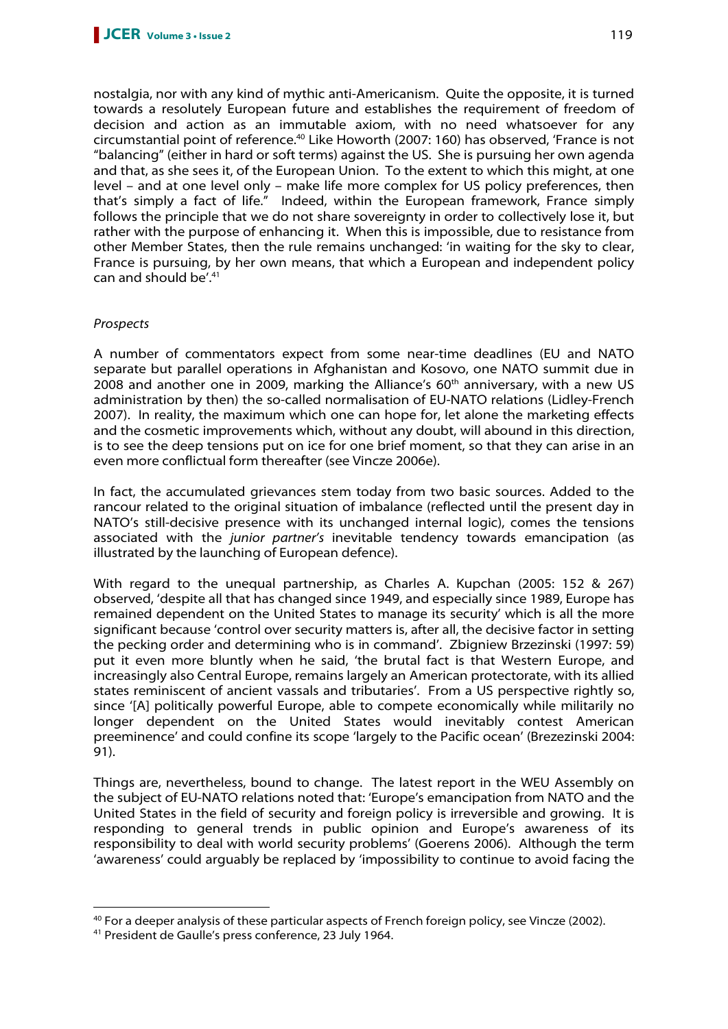nostalgia, nor with any kind of mythic anti-Americanism. Quite the opposite, it is turned towards a resolutely European future and establishes the requirement of freedom of decision and action as an immutable axiom, with no need whatsoever for any circumstantial point of reference.[40] Like Howorth (2007: 160) has observed, 'France is not "balancing" (either in hard or soft terms) against the US. She is pursuing her own agenda and that, as she sees it, of the European Union. To the extent to which this might, at one level – and at one level only – make life more complex for US policy preferences, then that's simply a fact of life." Indeed, within the European framework, France simply follows the principle that we do not share sovereignty in order to collectively lose it, but rather with the purpose of enhancing it. When this is impossible, due to resistance from other Member States, then the rule remains unchanged: 'in waiting for the sky to clear, France is pursuing, by her own means, that which a European and independent policy can and should be'.[41]

*Prospects*

A number of commentators expect from some near-time deadlines (EU and NATO separate but parallel operations in Afghanistan and Kosovo, one NATO summit due in 2008 and another one in 2009, marking the Alliance's 60th anniversary, with a new US administration by then) the so-called normalisation of EU-NATO relations (Lidley-French 2007). In reality, the maximum which one can hope for, let alone the marketing effects and the cosmetic improvements which, without any doubt, will abound in this direction, is to see the deep tensions put on ice for one brief moment, so that they can arise in an even more conflictual form thereafter (see Vincze 2006e).

In fact, the accumulated grievances stem today from two basic sources. Added to the rancour related to the original situation of imbalance (reflected until the present day in NATO's still-decisive presence with its unchanged internal logic), comes the tensions associated with the *junior partner's* inevitable tendency towards emancipation (as illustrated by the launching of European defence).

With regard to the unequal partnership, as Charles A. Kupchan (2005: 152 & 267) observed, 'despite all that has changed since 1949, and especially since 1989, Europe has remained dependent on the United States to manage its security' which is all the more significant because 'control over security matters is, after all, the decisive factor in setting the pecking order and determining who is in command'. Zbigniew Brzezinski (1997: 59) put it even more bluntly when he said, 'the brutal fact is that Western Europe, and increasingly also Central Europe, remains largely an American protectorate, with its allied states reminiscent of ancient vassals and tributaries'. From a US perspective rightly so, since '[A] politically powerful Europe, able to compete economically while militarily no longer dependent on the United States would inevitably contest American preeminence' and could confine its scope 'largely to the Pacific ocean' (Brezezinski 2004: 91).

Things are, nevertheless, bound to change. The latest report in the WEU Assembly on the subject of EU-NATO relations noted that: 'Europe's emancipation from NATO and the United States in the field of security and foreign policy is irreversible and growing. It is responding to general trends in public opinion and Europe's awareness of its responsibility to deal with world security problems' (Goerens 2006). Although the term 'awareness' could arguably be replaced by 'impossibility to continue to avoid facing the

---

[40] For a deeper analysis of these particular aspects of French foreign policy, see Vincze (2002).

[41] President de Gaulle's press conference, 23 July 1964.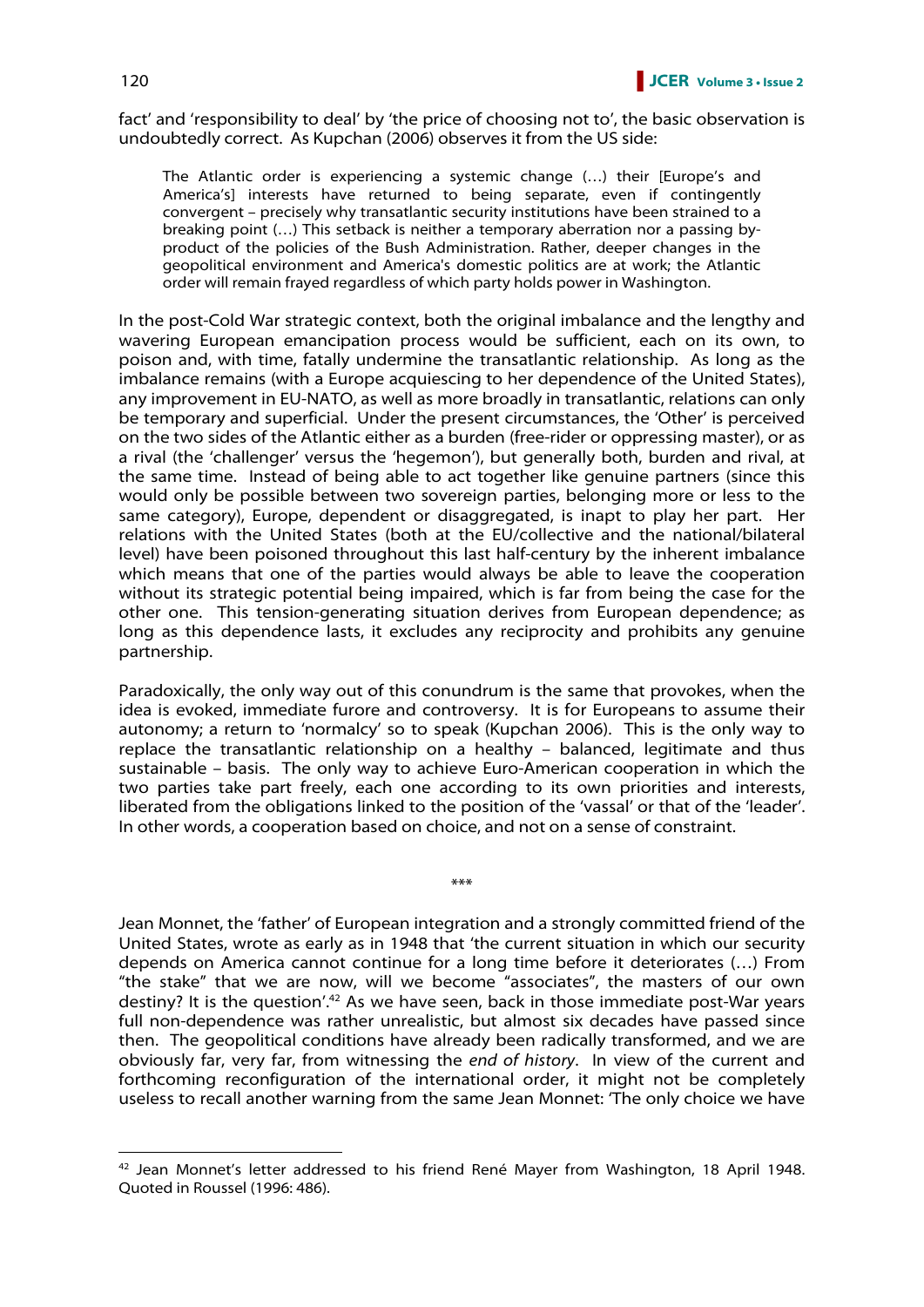fact' and 'responsibility to deal' by 'the price of choosing not to', the basic observation is undoubtedly correct. As Kupchan (2006) observes it from the US side:

> The Atlantic order is experiencing a systemic change (…) their [Europe's and America's] interests have returned to being separate, even if contingently convergent – precisely why transatlantic security institutions have been strained to a breaking point (…) This setback is neither a temporary aberration nor a passing by-product of the policies of the Bush Administration. Rather, deeper changes in the geopolitical environment and America's domestic politics are at work; the Atlantic order will remain frayed regardless of which party holds power in Washington.

In the post-Cold War strategic context, both the original imbalance and the lengthy and wavering European emancipation process would be sufficient, each on its own, to poison and, with time, fatally undermine the transatlantic relationship. As long as the imbalance remains (with a Europe acquiescing to her dependence of the United States), any improvement in EU-NATO, as well as more broadly in transatlantic, relations can only be temporary and superficial. Under the present circumstances, the 'Other' is perceived on the two sides of the Atlantic either as a burden (free-rider or oppressing master), or as a rival (the 'challenger' versus the 'hegemon'), but generally both, burden and rival, at the same time. Instead of being able to act together like genuine partners (since this would only be possible between two sovereign parties, belonging more or less to the same category), Europe, dependent or disaggregated, is inapt to play her part. Her relations with the United States (both at the EU/collective and the national/bilateral level) have been poisoned throughout this last half-century by the inherent imbalance which means that one of the parties would always be able to leave the cooperation without its strategic potential being impaired, which is far from being the case for the other one. This tension-generating situation derives from European dependence; as long as this dependence lasts, it excludes any reciprocity and prohibits any genuine partnership.

Paradoxically, the only way out of this conundrum is the same that provokes, when the idea is evoked, immediate furore and controversy. It is for Europeans to assume their autonomy; a return to 'normalcy' so to speak (Kupchan 2006). This is the only way to replace the transatlantic relationship on a healthy – balanced, legitimate and thus sustainable – basis. The only way to achieve Euro-American cooperation in which the two parties take part freely, each one according to its own priorities and interests, liberated from the obligations linked to the position of the 'vassal' or that of the 'leader'. In other words, a cooperation based on choice, and not on a sense of constraint.

***

Jean Monnet, the 'father' of European integration and a strongly committed friend of the United States, wrote as early as in 1948 that 'the current situation in which our security depends on America cannot continue for a long time before it deteriorates (…) From "the stake" that we are now, will we become "associates", the masters of our own destiny? It is the question'.[42] As we have seen, back in those immediate post-War years full non-dependence was rather unrealistic, but almost six decades have passed since then. The geopolitical conditions have already been radically transformed, and we are obviously far, very far, from witnessing the *end of history*. In view of the current and forthcoming reconfiguration of the international order, it might not be completely useless to recall another warning from the same Jean Monnet: 'The only choice we have

[42] Jean Monnet's letter addressed to his friend René Mayer from Washington, 18 April 1948. Quoted in Roussel (1996: 486).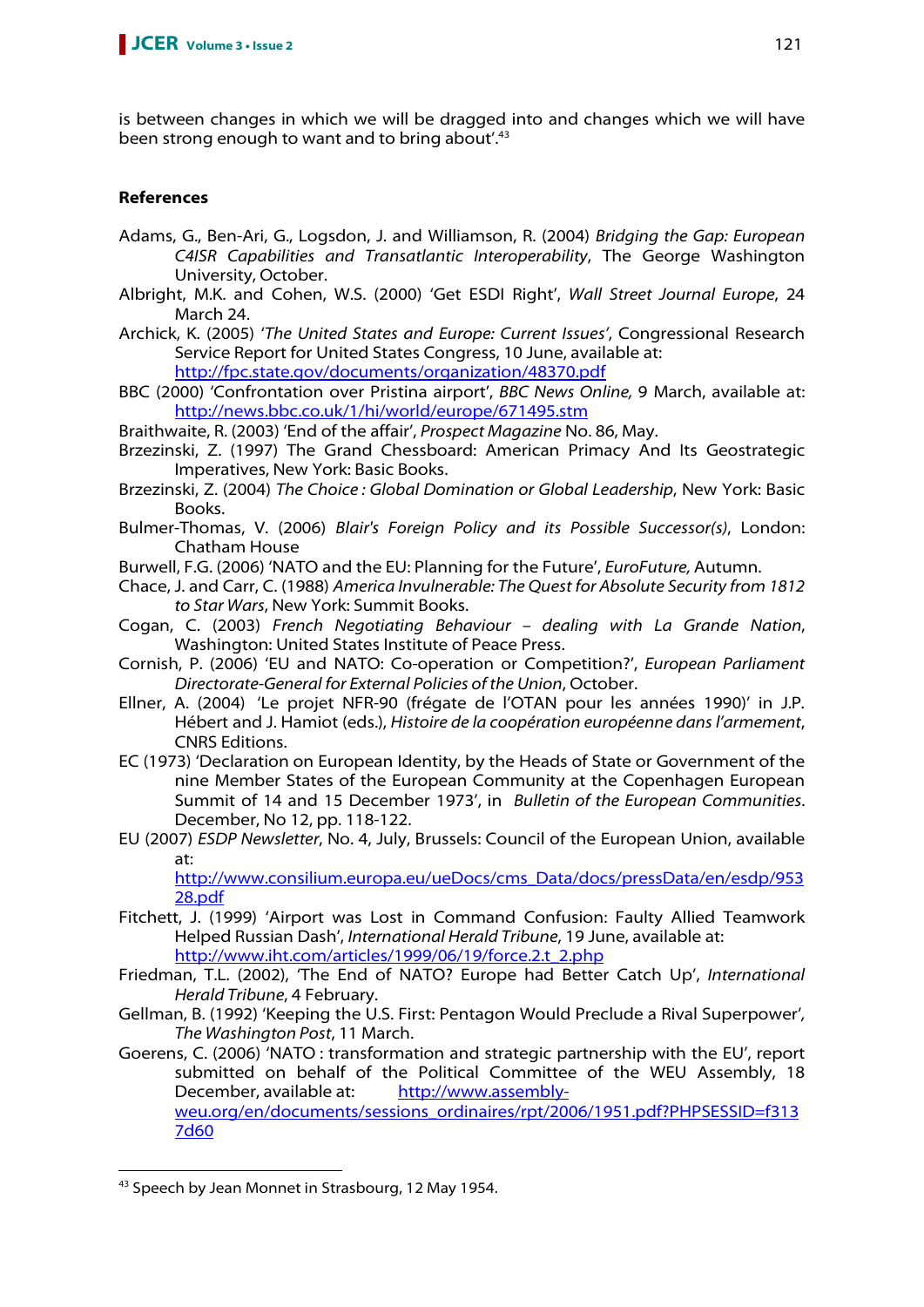is between changes in which we will be dragged into and changes which we will have been strong enough to want and to bring about'.[43]

**References**

Adams, G., Ben-Ari, G., Logsdon, J. and Williamson, R. (2004) *Bridging the Gap: European C4ISR Capabilities and Transatlantic Interoperability*, The George Washington University, October.

Albright, M.K. and Cohen, W.S. (2000) 'Get ESDI Right', *Wall Street Journal Europe*, 24 March 24.

Archick, K. (2005) '*The United States and Europe: Current Issues'*, Congressional Research Service Report for United States Congress, 10 June, available at: http://fpc.state.gov/documents/organization/48370.pdf

BBC (2000) 'Confrontation over Pristina airport', *BBC News Online,* 9 March, available at: http://news.bbc.co.uk/1/hi/world/europe/671495.stm

Braithwaite, R. (2003) 'End of the affair', *Prospect Magazine* No. 86, May.

Brzezinski, Z. (1997) The Grand Chessboard: American Primacy And Its Geostrategic Imperatives, New York: Basic Books.

Brzezinski, Z. (2004) *The Choice : Global Domination or Global Leadership*, New York: Basic Books.

Bulmer-Thomas, V. (2006) *Blair's Foreign Policy and its Possible Successor(s)*, London: Chatham House

Burwell, F.G. (2006) 'NATO and the EU: Planning for the Future', *EuroFuture,* Autumn.

Chace, J. and Carr, C. (1988) *America Invulnerable: The Quest for Absolute Security from 1812 to Star Wars*, New York: Summit Books.

Cogan, C. (2003) *French Negotiating Behaviour – dealing with La Grande Nation*, Washington: United States Institute of Peace Press.

Cornish, P. (2006) 'EU and NATO: Co-operation or Competition?', *European Parliament Directorate-General for External Policies of the Union*, October.

Ellner, A. (2004) 'Le projet NFR-90 (frégate de l'OTAN pour les années 1990)' in J.P. Hébert and J. Hamiot (eds.), *Histoire de la coopération européenne dans l'armement*, CNRS Editions.

EC (1973) 'Declaration on European Identity, by the Heads of State or Government of the nine Member States of the European Community at the Copenhagen European Summit of 14 and 15 December 1973', in *Bulletin of the European Communities*. December, No 12, pp. 118-122.

EU (2007) *ESDP Newsletter*, No. 4, July, Brussels: Council of the European Union, available at: http://www.consilium.europa.eu/ueDocs/cms_Data/docs/pressData/en/esdp/95328.pdf

Fitchett, J. (1999) 'Airport was Lost in Command Confusion: Faulty Allied Teamwork Helped Russian Dash', *International Herald Tribune*, 19 June, available at: http://www.iht.com/articles/1999/06/19/force.2.t_2.php

Friedman, T.L. (2002), 'The End of NATO? Europe had Better Catch Up', *International Herald Tribune*, 4 February.

Gellman, B. (1992) 'Keeping the U.S. First: Pentagon Would Preclude a Rival Superpower', *The Washington Post*, 11 March.

Goerens, C. (2006) 'NATO : transformation and strategic partnership with the EU', report submitted on behalf of the Political Committee of the WEU Assembly, 18 December, available at: http://www.assembly-weu.org/en/documents/sessions_ordinaires/rpt/2006/1951.pdf?PHPSESSID=f3137d60

---

[43] Speech by Jean Monnet in Strasbourg, 12 May 1954.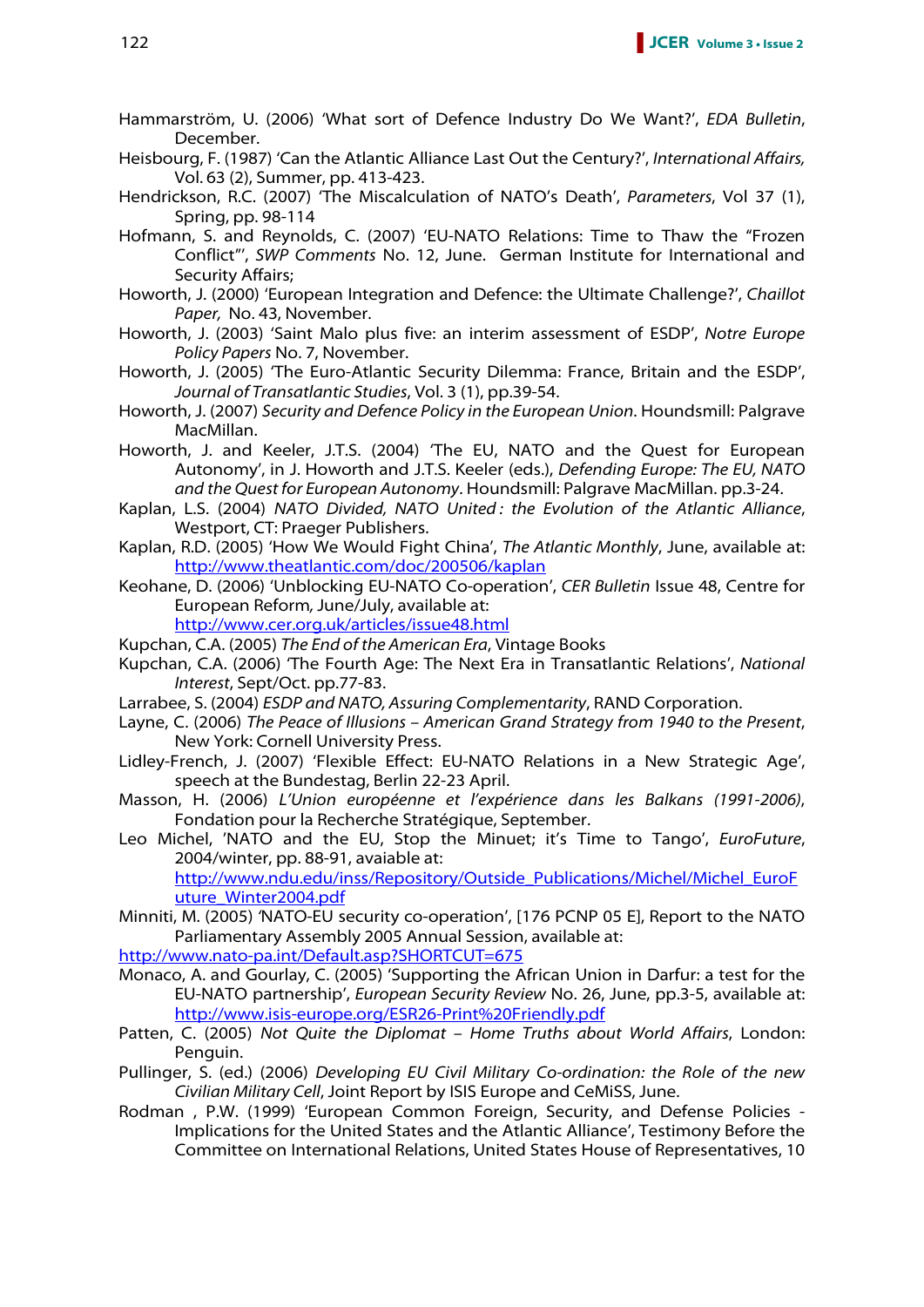Hammarström, U. (2006) 'What sort of Defence Industry Do We Want?', *EDA Bulletin*, December.

Heisbourg, F. (1987) 'Can the Atlantic Alliance Last Out the Century?', *International Affairs,* Vol. 63 (2), Summer, pp. 413-423.

Hendrickson, R.C. (2007) 'The Miscalculation of NATO's Death', *Parameters*, Vol 37 (1), Spring, pp. 98-114

Hofmann, S. and Reynolds, C. (2007) 'EU-NATO Relations: Time to Thaw the "Frozen Conflict"', *SWP Comments* No. 12, June. German Institute for International and Security Affairs;

Howorth, J. (2000) 'European Integration and Defence: the Ultimate Challenge?', *Chaillot Paper,* No. 43, November.

Howorth, J. (2003) 'Saint Malo plus five: an interim assessment of ESDP', *Notre Europe Policy Papers* No. 7, November.

Howorth, J. (2005) 'The Euro-Atlantic Security Dilemma: France, Britain and the ESDP', *Journal of Transatlantic Studies*, Vol. 3 (1), pp.39-54.

Howorth, J. (2007) *Security and Defence Policy in the European Union*. Houndsmill: Palgrave MacMillan.

Howorth, J. and Keeler, J.T.S. (2004) 'The EU, NATO and the Quest for European Autonomy', in J. Howorth and J.T.S. Keeler (eds.), *Defending Europe: The EU, NATO and the Quest for European Autonomy*. Houndsmill: Palgrave MacMillan. pp.3-24.

Kaplan, L.S. (2004) *NATO Divided, NATO United : the Evolution of the Atlantic Alliance*, Westport, CT: Praeger Publishers.

Kaplan, R.D. (2005) 'How We Would Fight China', *The Atlantic Monthly*, June, available at: http://www.theatlantic.com/doc/200506/kaplan

Keohane, D. (2006) 'Unblocking EU-NATO Co-operation', *CER Bulletin* Issue 48, Centre for European Reform*,* June/July, available at: http://www.cer.org.uk/articles/issue48.html

Kupchan, C.A. (2005) *The End of the American Era*, Vintage Books

Kupchan, C.A. (2006) 'The Fourth Age: The Next Era in Transatlantic Relations', *National Interest*, Sept/Oct. pp.77-83.

Larrabee, S. (2004) *ESDP and NATO, Assuring Complementarity*, RAND Corporation.

Layne, C. (2006) *The Peace of Illusions – American Grand Strategy from 1940 to the Present*, New York: Cornell University Press.

Lidley-French, J. (2007) 'Flexible Effect: EU-NATO Relations in a New Strategic Age', speech at the Bundestag, Berlin 22-23 April.

Masson, H. (2006) *L'Union européenne et l'expérience dans les Balkans (1991-2006)*, Fondation pour la Recherche Stratégique, September.

Leo Michel, 'NATO and the EU, Stop the Minuet; it's Time to Tango', *EuroFuture*, 2004/winter, pp. 88-91, avaiable at: http://www.ndu.edu/inss/Repository/Outside_Publications/Michel/Michel_EuroFuture_Winter2004.pdf

Minniti, M. (2005) 'NATO-EU security co-operation', [176 PCNP 05 E], Report to the NATO Parliamentary Assembly 2005 Annual Session, available at: http://www.nato-pa.int/Default.asp?SHORTCUT=675

Monaco, A. and Gourlay, C. (2005) 'Supporting the African Union in Darfur: a test for the EU-NATO partnership', *European Security Review* No. 26, June, pp.3-5, available at: http://www.isis-europe.org/ESR26-Print%20Friendly.pdf

Patten, C. (2005) *Not Quite the Diplomat – Home Truths about World Affairs*, London: Penguin.

Pullinger, S. (ed.) (2006) *Developing EU Civil Military Co-ordination: the Role of the new Civilian Military Cell*, Joint Report by ISIS Europe and CeMiSS, June.

Rodman , P.W. (1999) 'European Common Foreign, Security, and Defense Policies - Implications for the United States and the Atlantic Alliance', Testimony Before the Committee on International Relations, United States House of Representatives, 10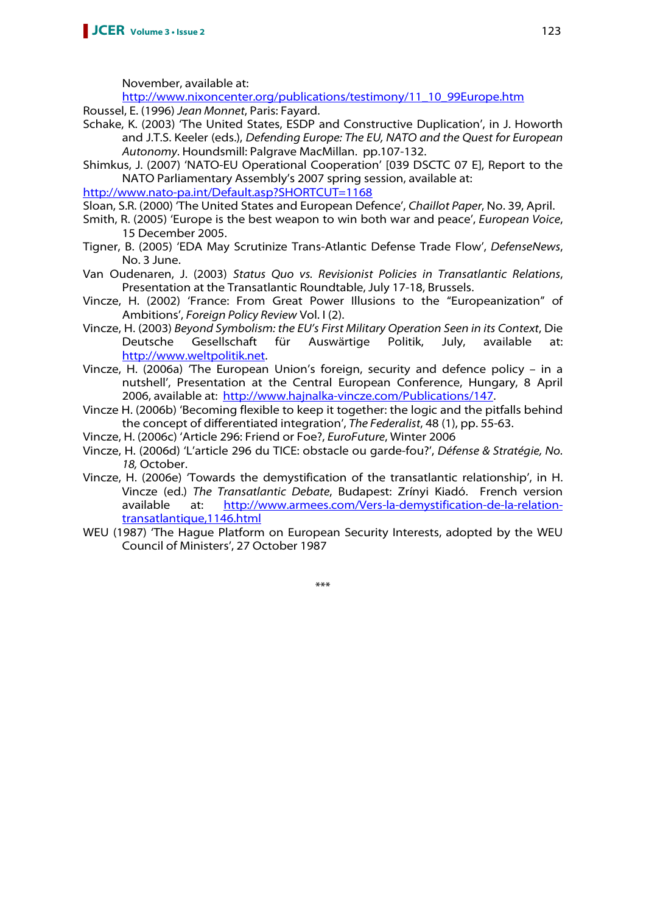November, available at: http://www.nixoncenter.org/publications/testimony/11_10_99Europe.htm

Roussel, E. (1996) *Jean Monnet*, Paris: Fayard.

Schake, K. (2003) 'The United States, ESDP and Constructive Duplication', in J. Howorth and J.T.S. Keeler (eds.), *Defending Europe: The EU, NATO and the Quest for European Autonomy*. Houndsmill: Palgrave MacMillan. pp.107-132.

Shimkus, J. (2007) 'NATO-EU Operational Cooperation' [039 DSCTC 07 E], Report to the NATO Parliamentary Assembly's 2007 spring session, available at: http://www.nato-pa.int/Default.asp?SHORTCUT=1168

Sloan, S.R. (2000) 'The United States and European Defence', *Chaillot Paper*, No. 39, April.

Smith, R. (2005) 'Europe is the best weapon to win both war and peace', *European Voice*, 15 December 2005.

Tigner, B. (2005) 'EDA May Scrutinize Trans-Atlantic Defense Trade Flow', *DefenseNews*, No. 3 June.

Van Oudenaren, J. (2003) *Status Quo vs. Revisionist Policies in Transatlantic Relations*, Presentation at the Transatlantic Roundtable, July 17-18, Brussels.

Vincze, H. (2002) 'France: From Great Power Illusions to the "Europeanization" of Ambitions', *Foreign Policy Review* Vol. I (2).

Vincze, H. (2003) *Beyond Symbolism: the EU's First Military Operation Seen in its Context*, Die Deutsche Gesellschaft für Auswärtige Politik, July, available at: http://www.weltpolitik.net.

Vincze, H. (2006a) 'The European Union's foreign, security and defence policy – in a nutshell', Presentation at the Central European Conference, Hungary, 8 April 2006, available at: http://www.hajnalka-vincze.com/Publications/147.

Vincze H. (2006b) 'Becoming flexible to keep it together: the logic and the pitfalls behind the concept of differentiated integration', *The Federalist*, 48 (1), pp. 55-63.

Vincze, H. (2006c) 'Article 296: Friend or Foe?, *EuroFuture*, Winter 2006

Vincze, H. (2006d) 'L'article 296 du TICE: obstacle ou garde-fou?', *Défense & Stratégie, No. 18,* October.

Vincze, H. (2006e) 'Towards the demystification of the transatlantic relationship', in H. Vincze (ed.) *The Transatlantic Debate*, Budapest: Zrínyi Kiadó. French version available at: http://www.armees.com/Vers-la-demystification-de-la-relation-transatlantique,1146.html

WEU (1987) 'The Hague Platform on European Security Interests, adopted by the WEU Council of Ministers', 27 October 1987

***